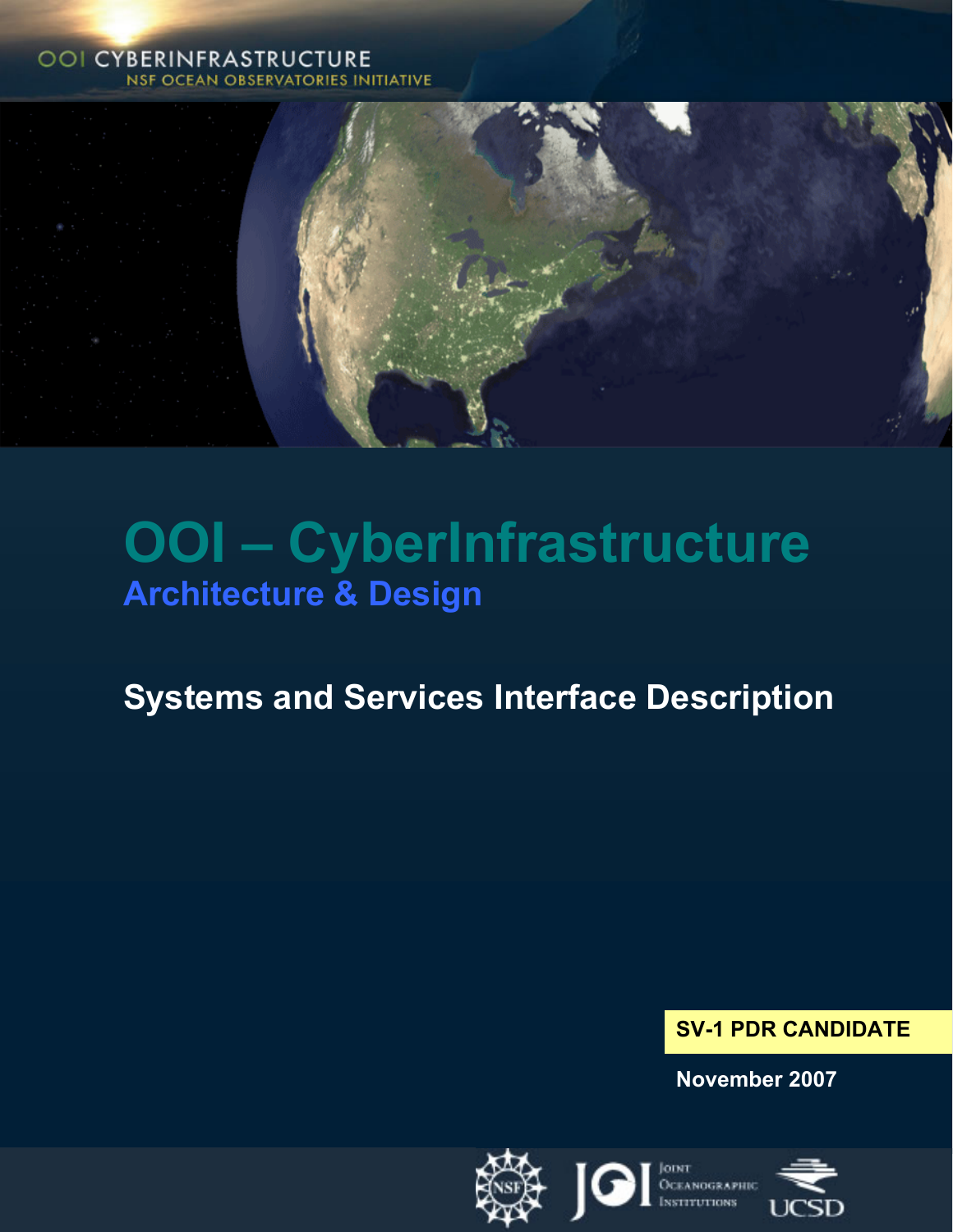OOI CYBERINFRASTRUCTURE
NSF OCEAN OBSERVATORIES INITIATIVE

# OOI – CyberInfrastructure

## Architecture & Design

## Systems and Services Interface Description

**SV-1 PDR CANDIDATE**

**November 2007**

Joint Oceanographic Institutions

UCSD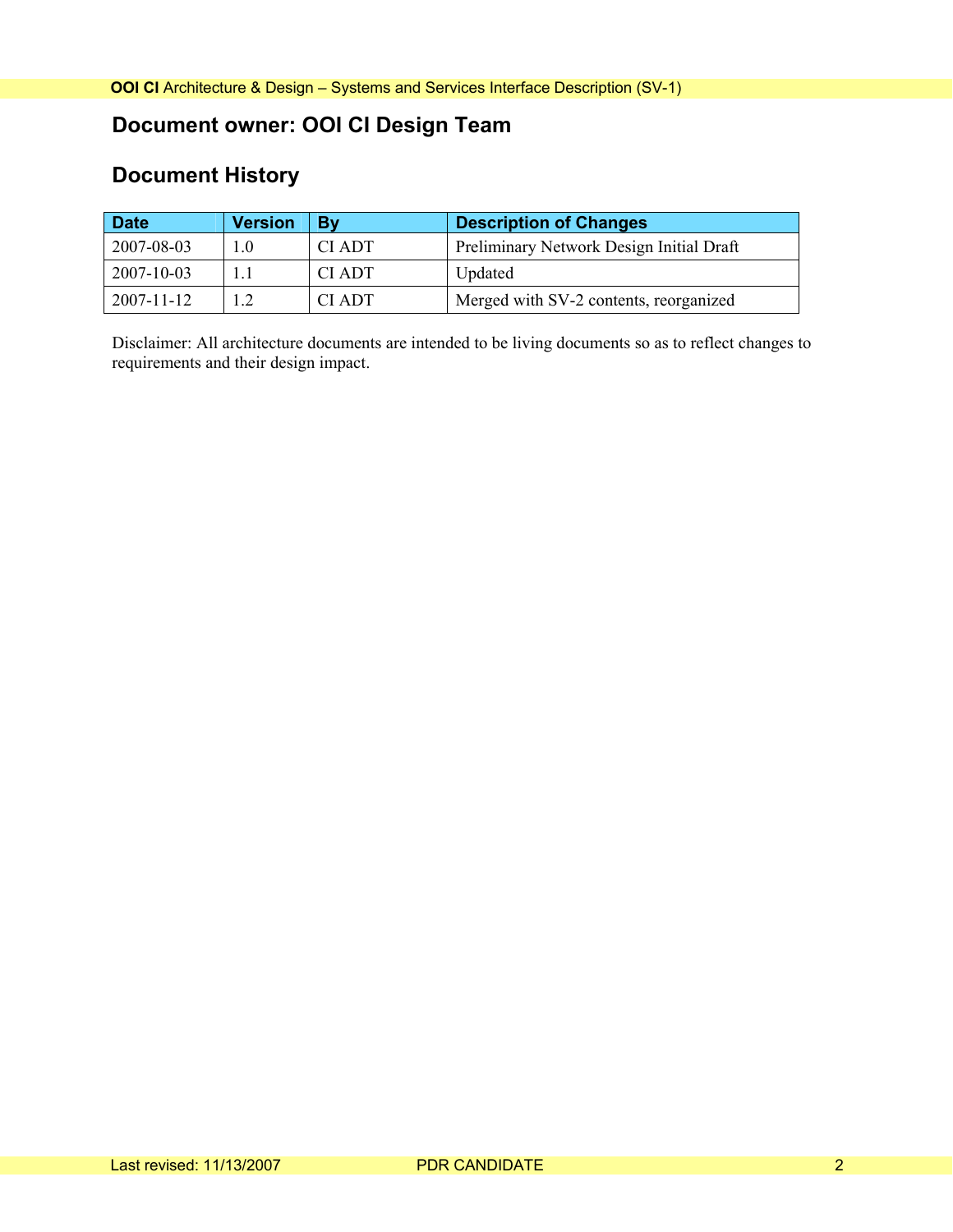## Document owner: OOI CI Design Team

## Document History

| Date | Version | By | Description of Changes |
|---|---|---|---|
| 2007-08-03 | 1.0 | CI ADT | Preliminary Network Design Initial Draft |
| 2007-10-03 | 1.1 | CI ADT | Updated |
| 2007-11-12 | 1.2 | CI ADT | Merged with SV-2 contents, reorganized |

Disclaimer: All architecture documents are intended to be living documents so as to reflect changes to requirements and their design impact.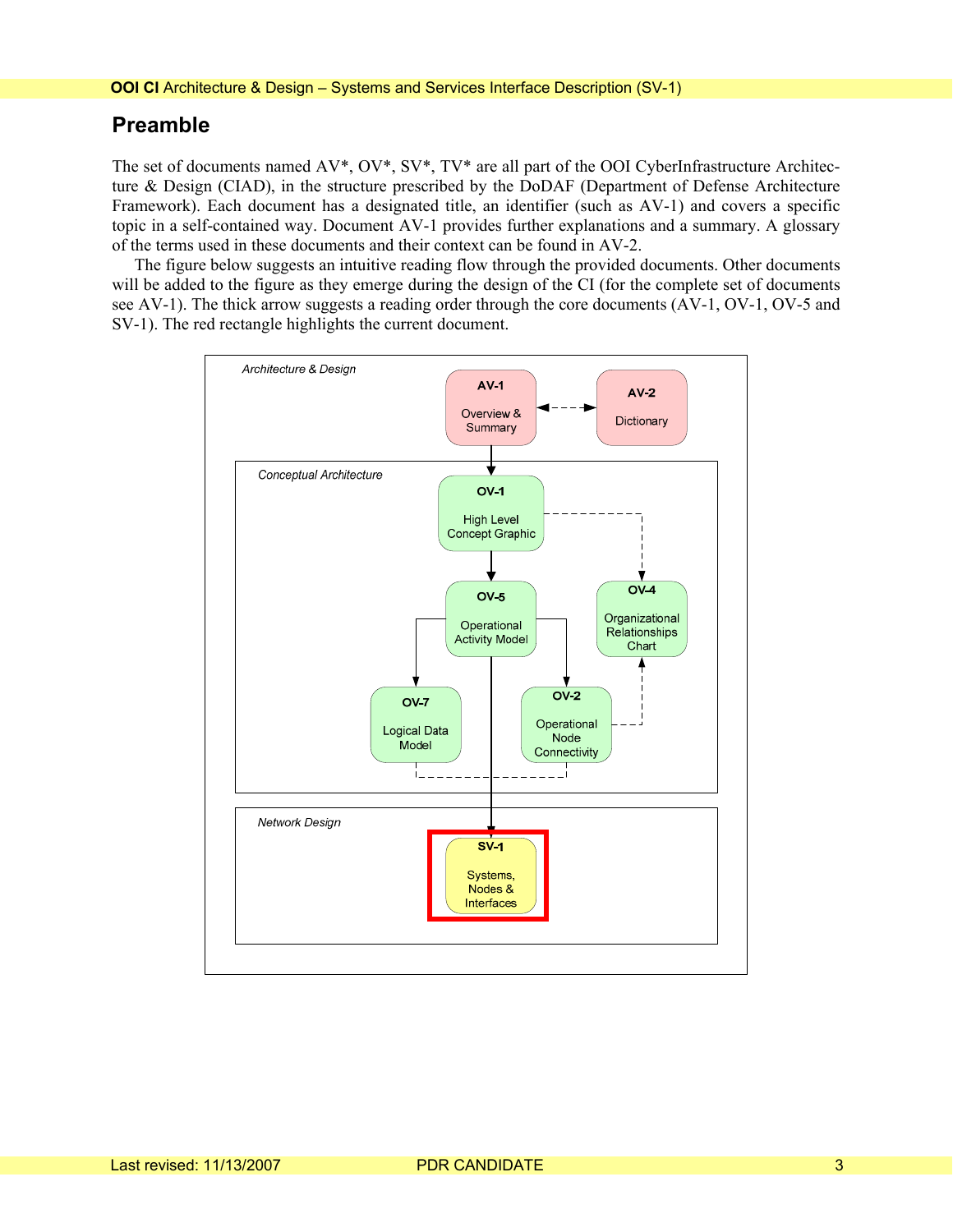## Preamble

The set of documents named AV*, OV*, SV*, TV* are all part of the OOI CyberInfrastructure Architecture & Design (CIAD), in the structure prescribed by the DoDAF (Department of Defense Architecture Framework). Each document has a designated title, an identifier (such as AV-1) and covers a specific topic in a self-contained way. Document AV-1 provides further explanations and a summary. A glossary of the terms used in these documents and their context can be found in AV-2.

The figure below suggests an intuitive reading flow through the provided documents. Other documents will be added to the figure as they emerge during the design of the CI (for the complete set of documents see AV-1). The thick arrow suggests a reading order through the core documents (AV-1, OV-1, OV-5 and SV-1). The red rectangle highlights the current document.

*Architecture & Design*

AV-1
Overview & Summary

AV-2
Dictionary

*Conceptual Architecture*

OV-1
High Level Concept Graphic

OV-5
Operational Activity Model

OV-4
Organizational Relationships Chart

OV-7
Logical Data Model

OV-2
Operational Node Connectivity

*Network Design*

SV-1
Systems, Nodes & Interfaces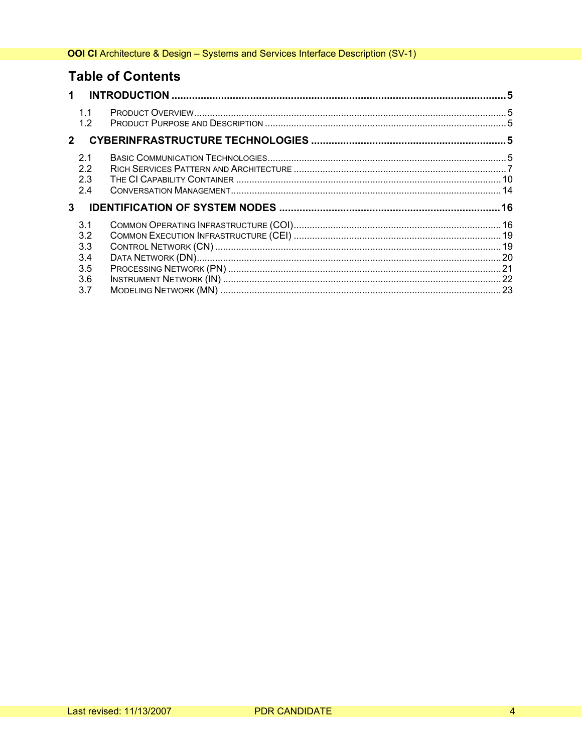# Table of Contents

1 INTRODUCTION ..... 5

- 1.1 Product Overview ..... 5
- 1.2 Product Purpose and Description ..... 5

2 CYBERINFRASTRUCTURE TECHNOLOGIES ..... 5

- 2.1 Basic Communication Technologies ..... 5
- 2.2 Rich Services Pattern and Architecture ..... 7
- 2.3 The CI Capability Container ..... 10
- 2.4 Conversation Management ..... 14

3 IDENTIFICATION OF SYSTEM NODES ..... 16

- 3.1 Common Operating Infrastructure (COI) ..... 16
- 3.2 Common Execution Infrastructure (CEI) ..... 19
- 3.3 Control Network (CN) ..... 19
- 3.4 Data Network (DN) ..... 20
- 3.5 Processing Network (PN) ..... 21
- 3.6 Instrument Network (IN) ..... 22
- 3.7 Modeling Network (MN) ..... 23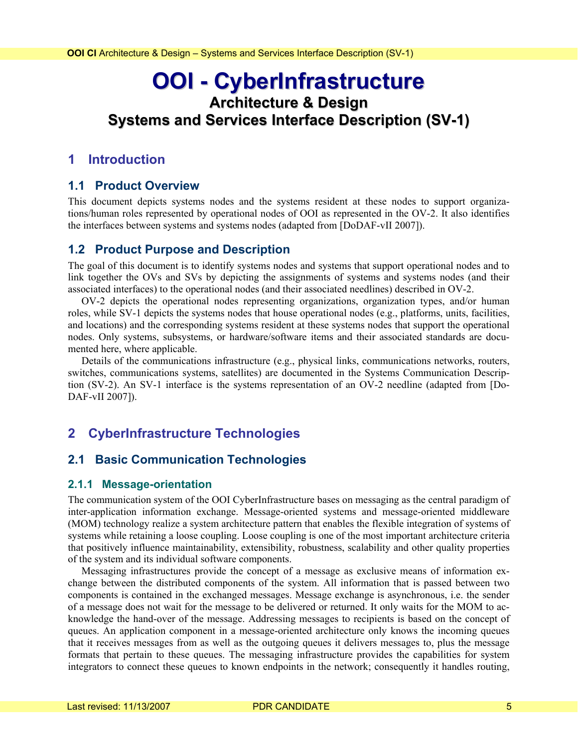# OOI - CyberInfrastructure

## Architecture & Design

## Systems and Services Interface Description (SV-1)

# 1 Introduction

## 1.1 Product Overview

This document depicts systems nodes and the systems resident at these nodes to support organizations/human roles represented by operational nodes of OOI as represented in the OV-2. It also identifies the interfaces between systems and systems nodes (adapted from [DoDAF-vII 2007]).

## 1.2 Product Purpose and Description

The goal of this document is to identify systems nodes and systems that support operational nodes and to link together the OVs and SVs by depicting the assignments of systems and systems nodes (and their associated interfaces) to the operational nodes (and their associated needlines) described in OV-2.

OV-2 depicts the operational nodes representing organizations, organization types, and/or human roles, while SV-1 depicts the systems nodes that house operational nodes (e.g., platforms, units, facilities, and locations) and the corresponding systems resident at these systems nodes that support the operational nodes. Only systems, subsystems, or hardware/software items and their associated standards are documented here, where applicable.

Details of the communications infrastructure (e.g., physical links, communications networks, routers, switches, communications systems, satellites) are documented in the Systems Communication Description (SV-2). An SV-1 interface is the systems representation of an OV-2 needline (adapted from [DoDAF-vII 2007]).

# 2 CyberInfrastructure Technologies

## 2.1 Basic Communication Technologies

### 2.1.1 Message-orientation

The communication system of the OOI CyberInfrastructure bases on messaging as the central paradigm of inter-application information exchange. Message-oriented systems and message-oriented middleware (MOM) technology realize a system architecture pattern that enables the flexible integration of systems of systems while retaining a loose coupling. Loose coupling is one of the most important architecture criteria that positively influence maintainability, extensibility, robustness, scalability and other quality properties of the system and its individual software components.

Messaging infrastructures provide the concept of a message as exclusive means of information exchange between the distributed components of the system. All information that is passed between two components is contained in the exchanged messages. Message exchange is asynchronous, i.e. the sender of a message does not wait for the message to be delivered or returned. It only waits for the MOM to acknowledge the hand-over of the message. Addressing messages to recipients is based on the concept of queues. An application component in a message-oriented architecture only knows the incoming queues that it receives messages from as well as the outgoing queues it delivers messages to, plus the message formats that pertain to these queues. The messaging infrastructure provides the capabilities for system integrators to connect these queues to known endpoints in the network; consequently it handles routing,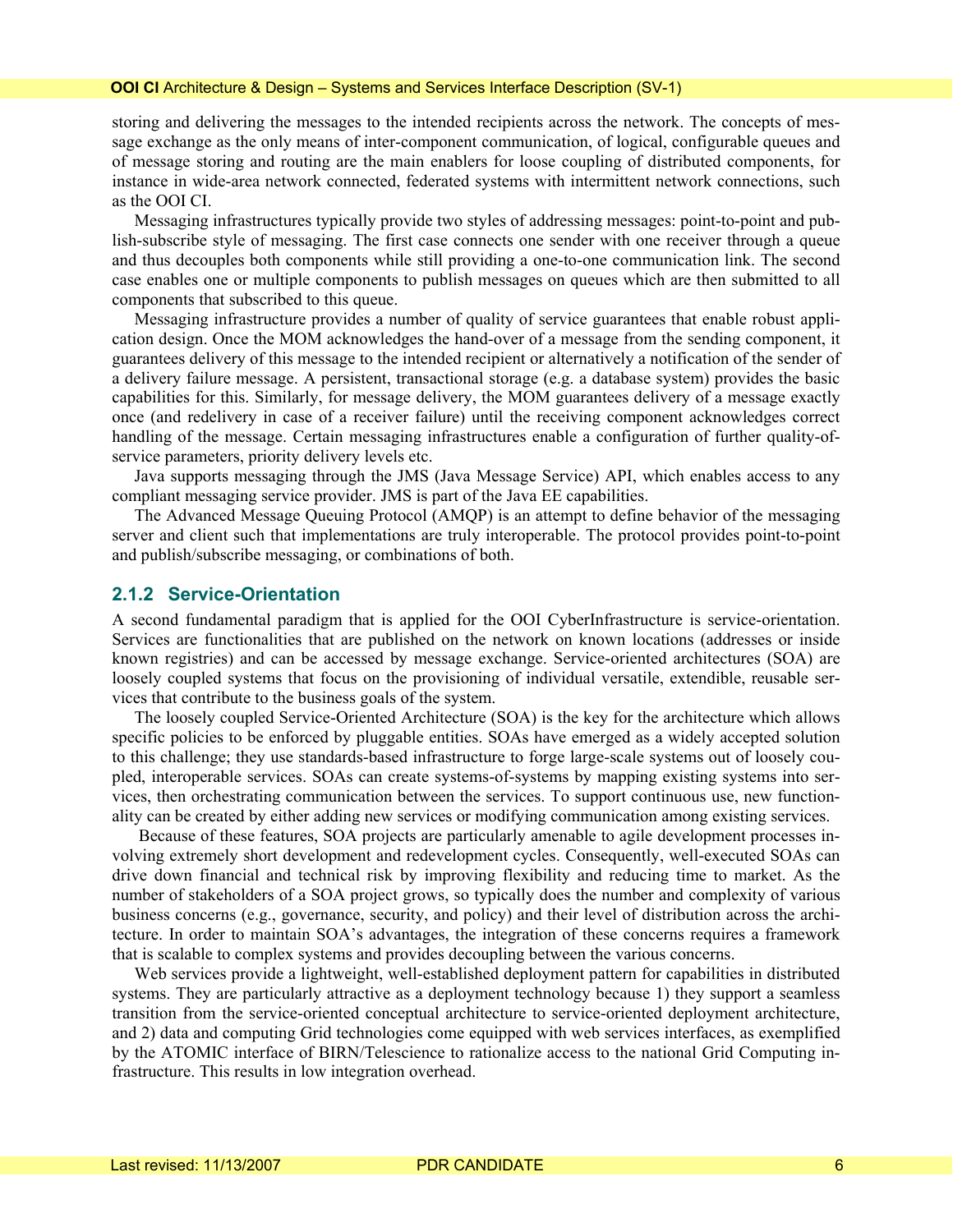storing and delivering the messages to the intended recipients across the network. The concepts of message exchange as the only means of inter-component communication, of logical, configurable queues and of message storing and routing are the main enablers for loose coupling of distributed components, for instance in wide-area network connected, federated systems with intermittent network connections, such as the OOI CI.

Messaging infrastructures typically provide two styles of addressing messages: point-to-point and publish-subscribe style of messaging. The first case connects one sender with one receiver through a queue and thus decouples both components while still providing a one-to-one communication link. The second case enables one or multiple components to publish messages on queues which are then submitted to all components that subscribed to this queue.

Messaging infrastructure provides a number of quality of service guarantees that enable robust application design. Once the MOM acknowledges the hand-over of a message from the sending component, it guarantees delivery of this message to the intended recipient or alternatively a notification of the sender of a delivery failure message. A persistent, transactional storage (e.g. a database system) provides the basic capabilities for this. Similarly, for message delivery, the MOM guarantees delivery of a message exactly once (and redelivery in case of a receiver failure) until the receiving component acknowledges correct handling of the message. Certain messaging infrastructures enable a configuration of further quality-of-service parameters, priority delivery levels etc.

Java supports messaging through the JMS (Java Message Service) API, which enables access to any compliant messaging service provider. JMS is part of the Java EE capabilities.

The Advanced Message Queuing Protocol (AMQP) is an attempt to define behavior of the messaging server and client such that implementations are truly interoperable. The protocol provides point-to-point and publish/subscribe messaging, or combinations of both.

### 2.1.2 Service-Orientation

A second fundamental paradigm that is applied for the OOI CyberInfrastructure is service-orientation. Services are functionalities that are published on the network on known locations (addresses or inside known registries) and can be accessed by message exchange. Service-oriented architectures (SOA) are loosely coupled systems that focus on the provisioning of individual versatile, extendible, reusable services that contribute to the business goals of the system.

The loosely coupled Service-Oriented Architecture (SOA) is the key for the architecture which allows specific policies to be enforced by pluggable entities. SOAs have emerged as a widely accepted solution to this challenge; they use standards-based infrastructure to forge large-scale systems out of loosely coupled, interoperable services. SOAs can create systems-of-systems by mapping existing systems into services, then orchestrating communication between the services. To support continuous use, new functionality can be created by either adding new services or modifying communication among existing services.

Because of these features, SOA projects are particularly amenable to agile development processes involving extremely short development and redevelopment cycles. Consequently, well-executed SOAs can drive down financial and technical risk by improving flexibility and reducing time to market. As the number of stakeholders of a SOA project grows, so typically does the number and complexity of various business concerns (e.g., governance, security, and policy) and their level of distribution across the architecture. In order to maintain SOA's advantages, the integration of these concerns requires a framework that is scalable to complex systems and provides decoupling between the various concerns.

Web services provide a lightweight, well-established deployment pattern for capabilities in distributed systems. They are particularly attractive as a deployment technology because 1) they support a seamless transition from the service-oriented conceptual architecture to service-oriented deployment architecture, and 2) data and computing Grid technologies come equipped with web services interfaces, as exemplified by the ATOMIC interface of BIRN/Telescience to rationalize access to the national Grid Computing infrastructure. This results in low integration overhead.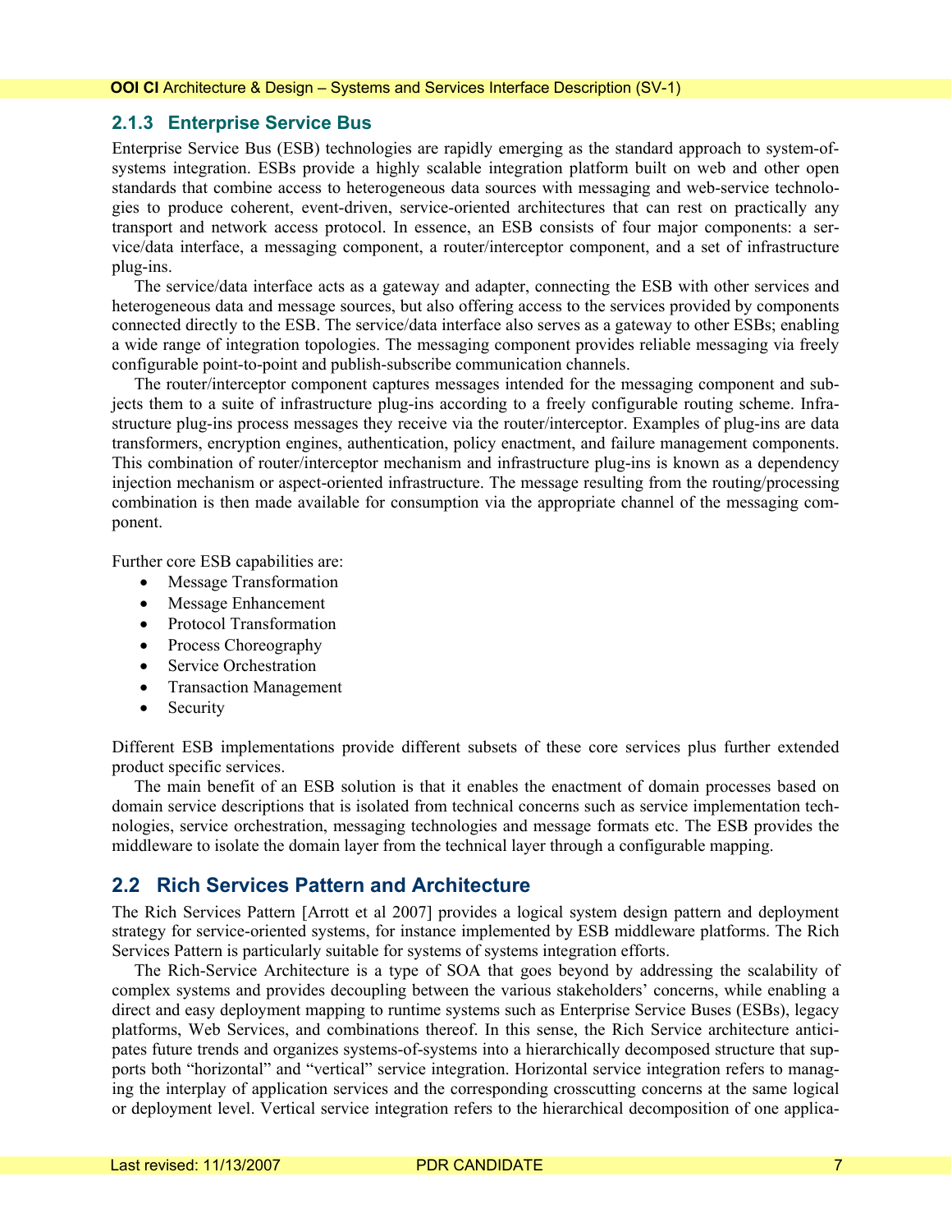### 2.1.3 Enterprise Service Bus

Enterprise Service Bus (ESB) technologies are rapidly emerging as the standard approach to system-of-systems integration. ESBs provide a highly scalable integration platform built on web and other open standards that combine access to heterogeneous data sources with messaging and web-service technologies to produce coherent, event-driven, service-oriented architectures that can rest on practically any transport and network access protocol. In essence, an ESB consists of four major components: a service/data interface, a messaging component, a router/interceptor component, and a set of infrastructure plug-ins.

The service/data interface acts as a gateway and adapter, connecting the ESB with other services and heterogeneous data and message sources, but also offering access to the services provided by components connected directly to the ESB. The service/data interface also serves as a gateway to other ESBs; enabling a wide range of integration topologies. The messaging component provides reliable messaging via freely configurable point-to-point and publish-subscribe communication channels.

The router/interceptor component captures messages intended for the messaging component and subjects them to a suite of infrastructure plug-ins according to a freely configurable routing scheme. Infrastructure plug-ins process messages they receive via the router/interceptor. Examples of plug-ins are data transformers, encryption engines, authentication, policy enactment, and failure management components. This combination of router/interceptor mechanism and infrastructure plug-ins is known as a dependency injection mechanism or aspect-oriented infrastructure. The message resulting from the routing/processing combination is then made available for consumption via the appropriate channel of the messaging component.

Further core ESB capabilities are:

- Message Transformation
- Message Enhancement
- Protocol Transformation
- Process Choreography
- Service Orchestration
- Transaction Management
- Security

Different ESB implementations provide different subsets of these core services plus further extended product specific services.

The main benefit of an ESB solution is that it enables the enactment of domain processes based on domain service descriptions that is isolated from technical concerns such as service implementation technologies, service orchestration, messaging technologies and message formats etc. The ESB provides the middleware to isolate the domain layer from the technical layer through a configurable mapping.

## 2.2 Rich Services Pattern and Architecture

The Rich Services Pattern [Arrott et al 2007] provides a logical system design pattern and deployment strategy for service-oriented systems, for instance implemented by ESB middleware platforms. The Rich Services Pattern is particularly suitable for systems of systems integration efforts.

The Rich-Service Architecture is a type of SOA that goes beyond by addressing the scalability of complex systems and provides decoupling between the various stakeholders' concerns, while enabling a direct and easy deployment mapping to runtime systems such as Enterprise Service Buses (ESBs), legacy platforms, Web Services, and combinations thereof. In this sense, the Rich Service architecture anticipates future trends and organizes systems-of-systems into a hierarchically decomposed structure that supports both "horizontal" and "vertical" service integration. Horizontal service integration refers to managing the interplay of application services and the corresponding crosscutting concerns at the same logical or deployment level. Vertical service integration refers to the hierarchical decomposition of one applica-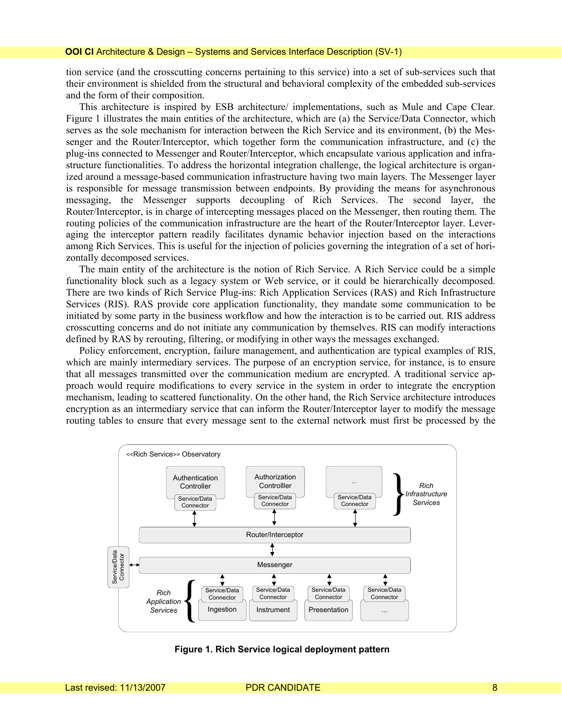tion service (and the crosscutting concerns pertaining to this service) into a set of sub-services such that their environment is shielded from the structural and behavioral complexity of the embedded sub-services and the form of their composition.

This architecture is inspired by ESB architecture/ implementations, such as Mule and Cape Clear. Figure 1 illustrates the main entities of the architecture, which are (a) the Service/Data Connector, which serves as the sole mechanism for interaction between the Rich Service and its environment, (b) the Messenger and the Router/Interceptor, which together form the communication infrastructure, and (c) the plug-ins connected to Messenger and Router/Interceptor, which encapsulate various application and infrastructure functionalities. To address the horizontal integration challenge, the logical architecture is organized around a message-based communication infrastructure having two main layers. The Messenger layer is responsible for message transmission between endpoints. By providing the means for asynchronous messaging, the Messenger supports decoupling of Rich Services. The second layer, the Router/Interceptor, is in charge of intercepting messages placed on the Messenger, then routing them. The routing policies of the communication infrastructure are the heart of the Router/Interceptor layer. Leveraging the interceptor pattern readily facilitates dynamic behavior injection based on the interactions among Rich Services. This is useful for the injection of policies governing the integration of a set of horizontally decomposed services.

The main entity of the architecture is the notion of Rich Service. A Rich Service could be a simple functionality block such as a legacy system or Web service, or it could be hierarchically decomposed. There are two kinds of Rich Service Plug-ins: Rich Application Services (RAS) and Rich Infrastructure Services (RIS). RAS provide core application functionality, they mandate some communication to be initiated by some party in the business workflow and how the interaction is to be carried out. RIS address crosscutting concerns and do not initiate any communication by themselves. RIS can modify interactions defined by RAS by rerouting, filtering, or modifying in other ways the messages exchanged.

Policy enforcement, encryption, failure management, and authentication are typical examples of RIS, which are mainly intermediary services. The purpose of an encryption service, for instance, is to ensure that all messages transmitted over the communication medium are encrypted. A traditional service approach would require modifications to every service in the system in order to integrate the encryption mechanism, leading to scattered functionality. On the other hand, the Rich Service architecture introduces encryption as an intermediary service that can inform the Router/Interceptor layer to modify the message routing tables to ensure that every message sent to the external network must first be processed by the

<<Rich Service>> Observatory

Authentication Controller — Service/Data Connector
Authorization Controlller — Service/Data Connector
... — Service/Data Connector
Rich Infrastructure Services

Router/Interceptor

Service/Data Connector

Messenger

Rich Application Services
Service/Data Connector — Ingestion
Service/Data Connector — Instrument
Service/Data Connector — Presentation
Service/Data Connector — ...

**Figure 1. Rich Service logical deployment pattern**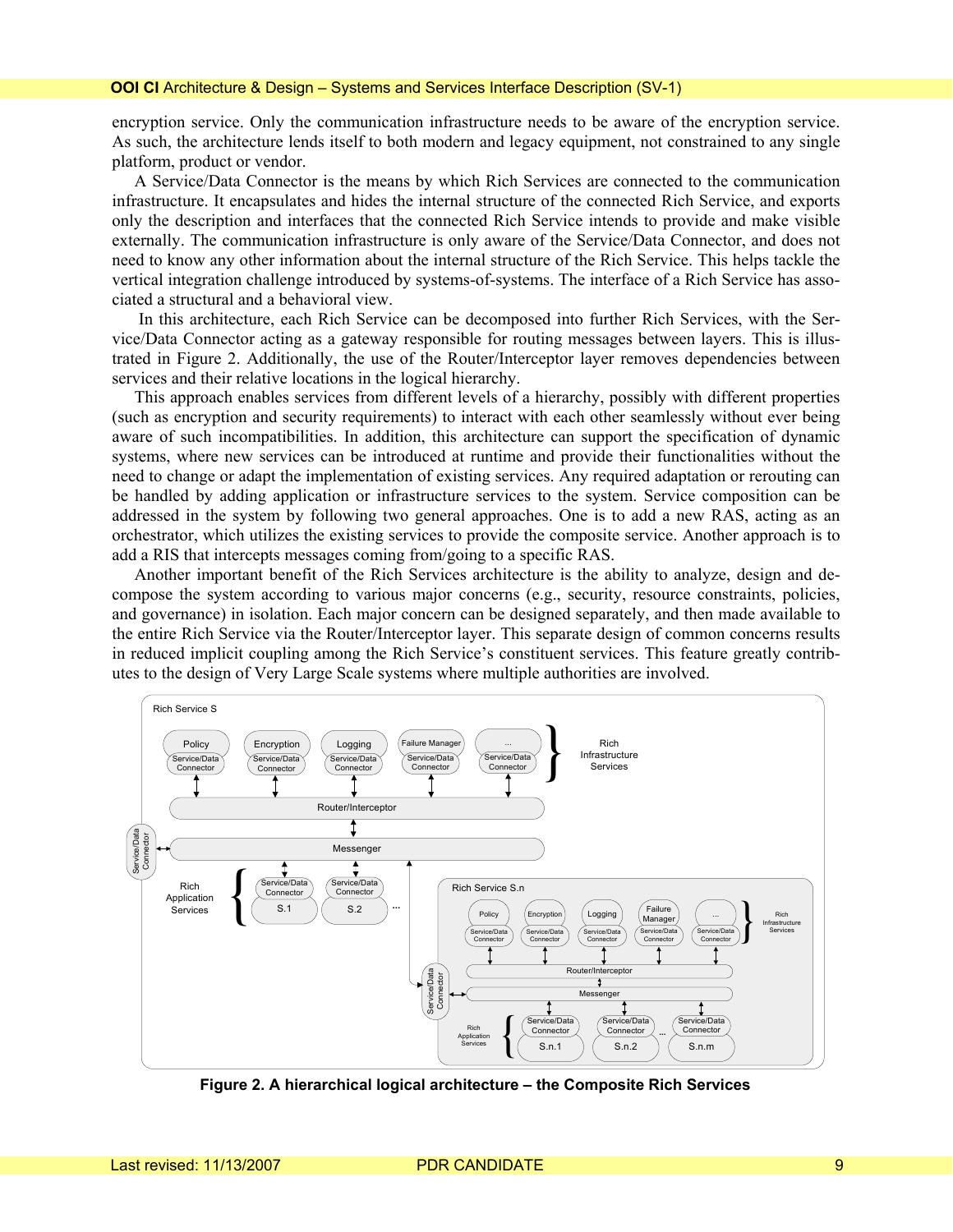encryption service. Only the communication infrastructure needs to be aware of the encryption service. As such, the architecture lends itself to both modern and legacy equipment, not constrained to any single platform, product or vendor.

A Service/Data Connector is the means by which Rich Services are connected to the communication infrastructure. It encapsulates and hides the internal structure of the connected Rich Service, and exports only the description and interfaces that the connected Rich Service intends to provide and make visible externally. The communication infrastructure is only aware of the Service/Data Connector, and does not need to know any other information about the internal structure of the Rich Service. This helps tackle the vertical integration challenge introduced by systems-of-systems. The interface of a Rich Service has associated a structural and a behavioral view.

In this architecture, each Rich Service can be decomposed into further Rich Services, with the Service/Data Connector acting as a gateway responsible for routing messages between layers. This is illustrated in Figure 2. Additionally, the use of the Router/Interceptor layer removes dependencies between services and their relative locations in the logical hierarchy.

This approach enables services from different levels of a hierarchy, possibly with different properties (such as encryption and security requirements) to interact with each other seamlessly without ever being aware of such incompatibilities. In addition, this architecture can support the specification of dynamic systems, where new services can be introduced at runtime and provide their functionalities without the need to change or adapt the implementation of existing services. Any required adaptation or rerouting can be handled by adding application or infrastructure services to the system. Service composition can be addressed in the system by following two general approaches. One is to add a new RAS, acting as an orchestrator, which utilizes the existing services to provide the composite service. Another approach is to add a RIS that intercepts messages coming from/going to a specific RAS.

Another important benefit of the Rich Services architecture is the ability to analyze, design and decompose the system according to various major concerns (e.g., security, resource constraints, policies, and governance) in isolation. Each major concern can be designed separately, and then made available to the entire Rich Service via the Router/Interceptor layer. This separate design of common concerns results in reduced implicit coupling among the Rich Service's constituent services. This feature greatly contributes to the design of Very Large Scale systems where multiple authorities are involved.

Rich Service S

Policy, Encryption, Logging, Failure Manager, ... (each with Service/Data Connector) — Rich Infrastructure Services

Router/Interceptor

Messenger

Service/Data Connector

Rich Application Services: S.1, S.2, ... (each with Service/Data Connector)

Rich Service S.n

Policy, Encryption, Logging, Failure Manager, ... (each with Service/Data Connector) — Rich Infrastructure Services

Router/Interceptor

Messenger

Service/Data Connector

Rich Application Services: S.n.1, S.n.2, ..., S.n.m (each with Service/Data Connector)

**Figure 2. A hierarchical logical architecture – the Composite Rich Services**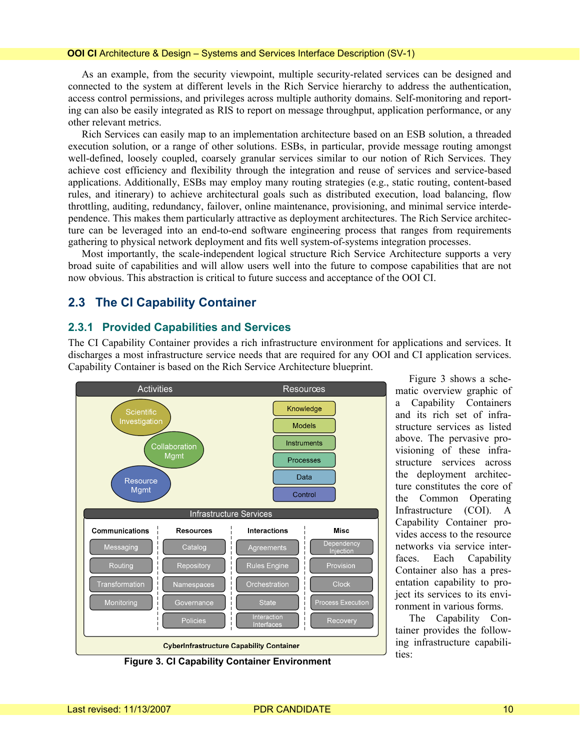As an example, from the security viewpoint, multiple security-related services can be designed and connected to the system at different levels in the Rich Service hierarchy to address the authentication, access control permissions, and privileges across multiple authority domains. Self-monitoring and reporting can also be easily integrated as RIS to report on message throughput, application performance, or any other relevant metrics.

Rich Services can easily map to an implementation architecture based on an ESB solution, a threaded execution solution, or a range of other solutions. ESBs, in particular, provide message routing amongst well-defined, loosely coupled, coarsely granular services similar to our notion of Rich Services. They achieve cost efficiency and flexibility through the integration and reuse of services and service-based applications. Additionally, ESBs may employ many routing strategies (e.g., static routing, content-based rules, and itinerary) to achieve architectural goals such as distributed execution, load balancing, flow throttling, auditing, redundancy, failover, online maintenance, provisioning, and minimal service interdependence. This makes them particularly attractive as deployment architectures. The Rich Service architecture can be leveraged into an end-to-end software engineering process that ranges from requirements gathering to physical network deployment and fits well system-of-systems integration processes.

Most importantly, the scale-independent logical structure Rich Service Architecture supports a very broad suite of capabilities and will allow users well into the future to compose capabilities that are not now obvious. This abstraction is critical to future success and acceptance of the OOI CI.

## 2.3 The CI Capability Container

### 2.3.1 Provided Capabilities and Services

The CI Capability Container provides a rich infrastructure environment for applications and services. It discharges a most infrastructure service needs that are required for any OOI and CI application services. Capability Container is based on the Rich Service Architecture blueprint.

Activities

Scientific Investigation

Collaboration Mgmt

Resource Mgmt

Resources

Knowledge

Models

Instruments

Processes

Data

Control

Infrastructure Services

Communications: Messaging, Routing, Transformation, Monitoring

Resources: Catalog, Repository, Namespaces, Governance, Policies

Interactions: Agreements, Rules Engine, Orchestration, State, Interaction Interfaces

Misc: Dependency Injection, Provision, Clock, Process Execution, Recovery

CyberInfrastructure Capability Container

**Figure 3. CI Capability Container Environment**

Figure 3 shows a schematic overview graphic of a Capability Containers and its rich set of infrastructure services as listed above. The pervasive provisioning of these infrastructure services across the deployment architecture constitutes the core of the Common Operating Infrastructure (COI). A Capability Container provides access to the resource networks via service interfaces. Each Capability Container also has a presentation capability to project its services to its environment in various forms.

The Capability Container provides the following infrastructure capabilities: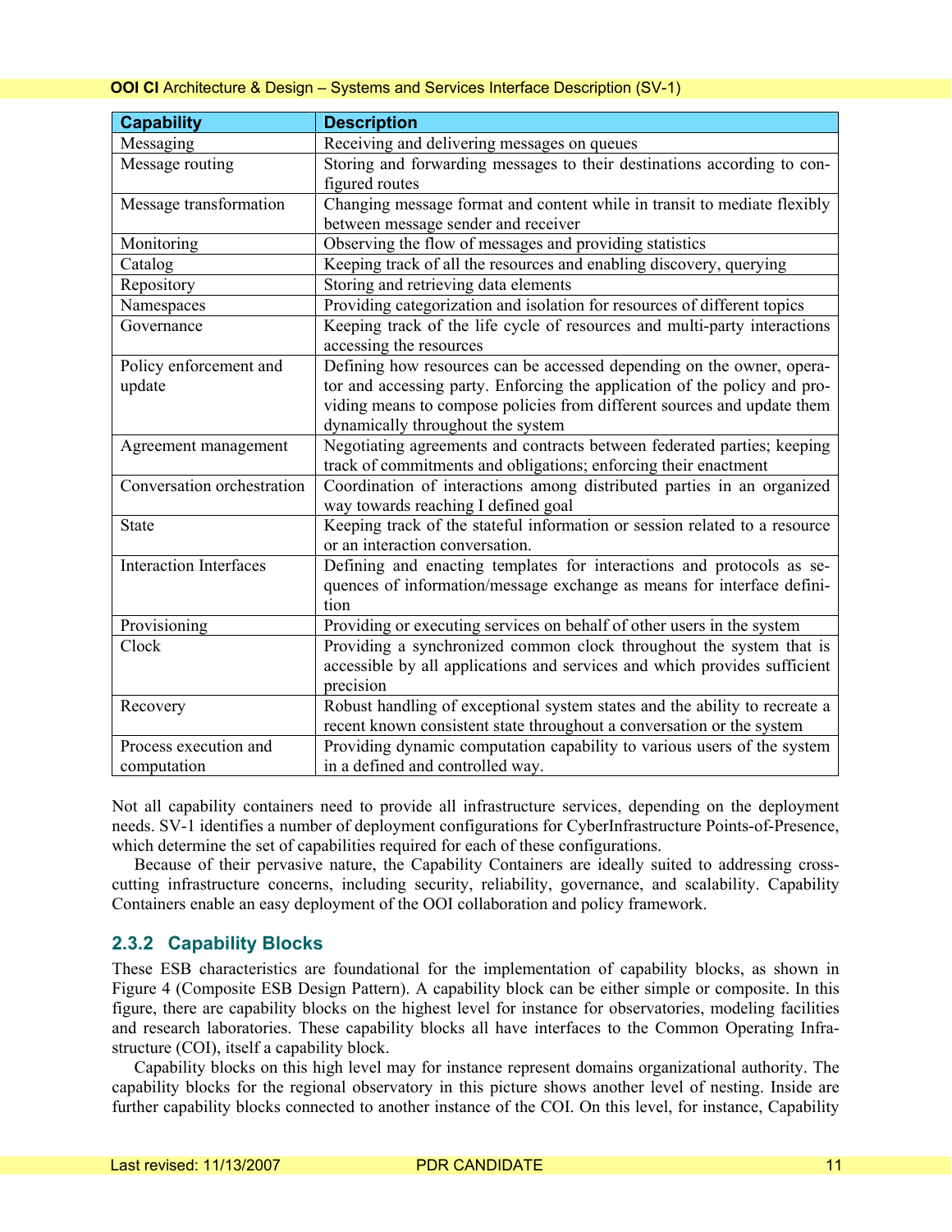| Capability | Description |
|---|---|
| Messaging | Receiving and delivering messages on queues |
| Message routing | Storing and forwarding messages to their destinations according to configured routes |
| Message transformation | Changing message format and content while in transit to mediate flexibly between message sender and receiver |
| Monitoring | Observing the flow of messages and providing statistics |
| Catalog | Keeping track of all the resources and enabling discovery, querying |
| Repository | Storing and retrieving data elements |
| Namespaces | Providing categorization and isolation for resources of different topics |
| Governance | Keeping track of the life cycle of resources and multi-party interactions accessing the resources |
| Policy enforcement and update | Defining how resources can be accessed depending on the owner, operator and accessing party. Enforcing the application of the policy and providing means to compose policies from different sources and update them dynamically throughout the system |
| Agreement management | Negotiating agreements and contracts between federated parties; keeping track of commitments and obligations; enforcing their enactment |
| Conversation orchestration | Coordination of interactions among distributed parties in an organized way towards reaching I defined goal |
| State | Keeping track of the stateful information or session related to a resource or an interaction conversation. |
| Interaction Interfaces | Defining and enacting templates for interactions and protocols as sequences of information/message exchange as means for interface definition |
| Provisioning | Providing or executing services on behalf of other users in the system |
| Clock | Providing a synchronized common clock throughout the system that is accessible by all applications and services and which provides sufficient precision |
| Recovery | Robust handling of exceptional system states and the ability to recreate a recent known consistent state throughout a conversation or the system |
| Process execution and computation | Providing dynamic computation capability to various users of the system in a defined and controlled way. |

Not all capability containers need to provide all infrastructure services, depending on the deployment needs. SV-1 identifies a number of deployment configurations for CyberInfrastructure Points-of-Presence, which determine the set of capabilities required for each of these configurations.

Because of their pervasive nature, the Capability Containers are ideally suited to addressing cross-cutting infrastructure concerns, including security, reliability, governance, and scalability. Capability Containers enable an easy deployment of the OOI collaboration and policy framework.

### 2.3.2 Capability Blocks

These ESB characteristics are foundational for the implementation of capability blocks, as shown in Figure 4 (Composite ESB Design Pattern). A capability block can be either simple or composite. In this figure, there are capability blocks on the highest level for instance for observatories, modeling facilities and research laboratories. These capability blocks all have interfaces to the Common Operating Infrastructure (COI), itself a capability block.

Capability blocks on this high level may for instance represent domains organizational authority. The capability blocks for the regional observatory in this picture shows another level of nesting. Inside are further capability blocks connected to another instance of the COI. On this level, for instance, Capability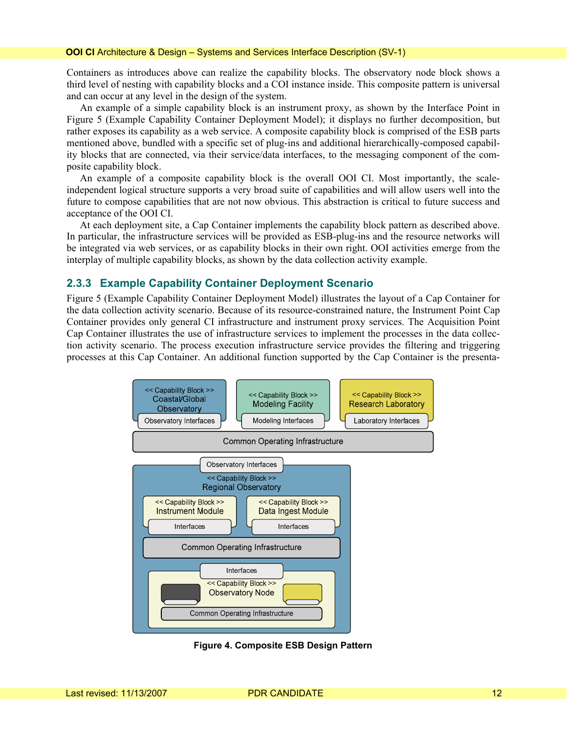Containers as introduces above can realize the capability blocks. The observatory node block shows a third level of nesting with capability blocks and a COI instance inside. This composite pattern is universal and can occur at any level in the design of the system.

An example of a simple capability block is an instrument proxy, as shown by the Interface Point in Figure 5 (Example Capability Container Deployment Model); it displays no further decomposition, but rather exposes its capability as a web service. A composite capability block is comprised of the ESB parts mentioned above, bundled with a specific set of plug-ins and additional hierarchically-composed capability blocks that are connected, via their service/data interfaces, to the messaging component of the composite capability block.

An example of a composite capability block is the overall OOI CI. Most importantly, the scale-independent logical structure supports a very broad suite of capabilities and will allow users well into the future to compose capabilities that are not now obvious. This abstraction is critical to future success and acceptance of the OOI CI.

At each deployment site, a Cap Container implements the capability block pattern as described above. In particular, the infrastructure services will be provided as ESB-plug-ins and the resource networks will be integrated via web services, or as capability blocks in their own right. OOI activities emerge from the interplay of multiple capability blocks, as shown by the data collection activity example.

### 2.3.3 Example Capability Container Deployment Scenario

Figure 5 (Example Capability Container Deployment Model) illustrates the layout of a Cap Container for the data collection activity scenario. Because of its resource-constrained nature, the Instrument Point Cap Container provides only general CI infrastructure and instrument proxy services. The Acquisition Point Cap Container illustrates the use of infrastructure services to implement the processes in the data collection activity scenario. The process execution infrastructure service provides the filtering and triggering processes at this Cap Container. An additional function supported by the Cap Container is the presenta-

<< Capability Block >>
Coastal/Global Observatory
Observatory Interfaces

<< Capability Block >>
Modeling Facility
Modeling Interfaces

<< Capability Block >>
Research Laboratory
Laboratory Interfaces

Common Operating Infrastructure

Observatory Interfaces
<< Capability Block >>
Regional Observatory

<< Capability Block >>
Instrument Module
Interfaces

<< Capability Block >>
Data Ingest Module
Interfaces

Common Operating Infrastructure

Interfaces
<< Capability Block >>
Observatory Node
Common Operating Infrastructure

**Figure 4. Composite ESB Design Pattern**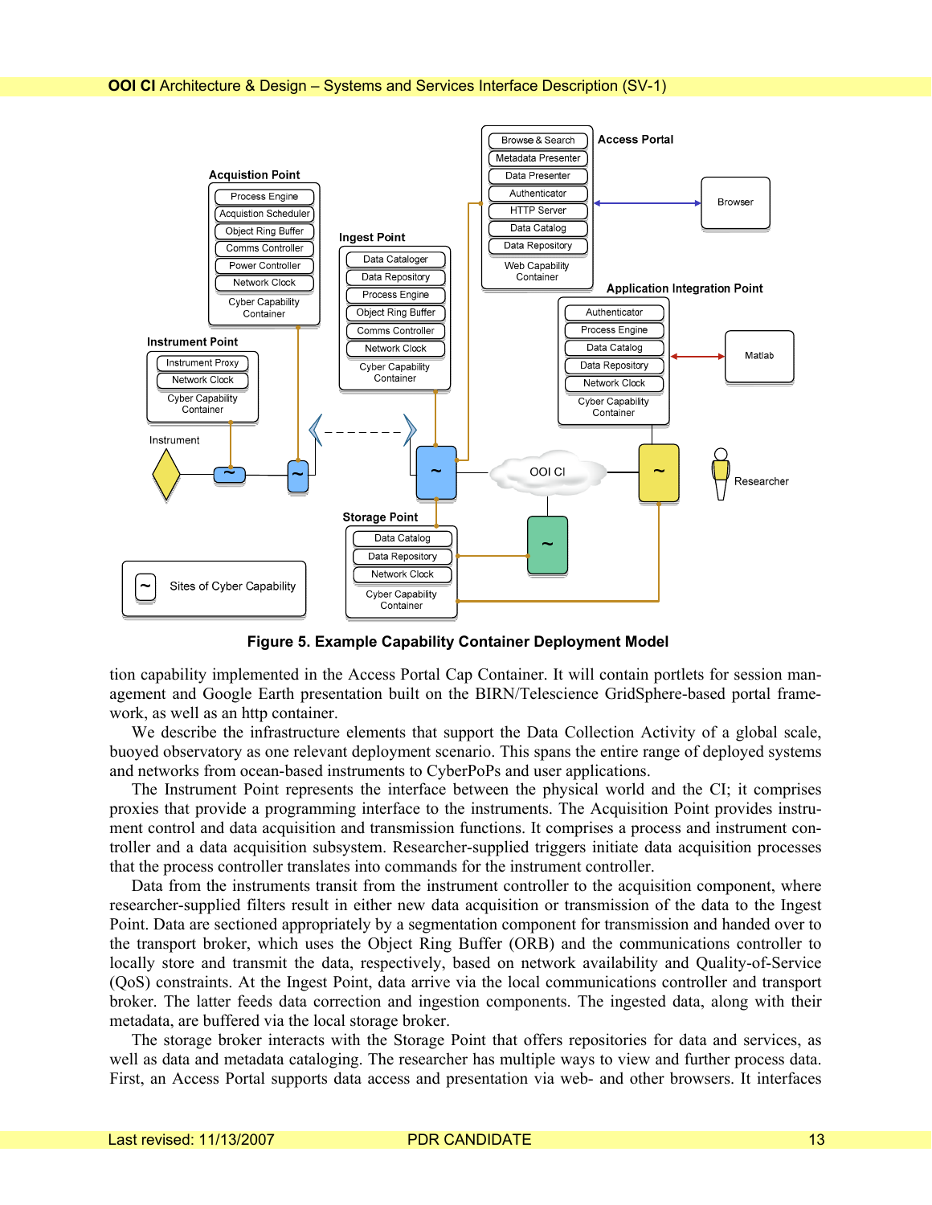Acquistion Point
Process Engine
Acquistion Scheduler
Object Ring Buffer
Comms Controller
Power Controller
Network Clock
Cyber Capability Container

Ingest Point
Data Cataloger
Data Repository
Process Engine
Object Ring Buffer
Comms Controller
Network Clock
Cyber Capability Container

Access Portal
Browse & Search
Metadata Presenter
Data Presenter
Authenticator
HTTP Server
Data Catalog
Data Repository
Web Capability Container

Browser

Application Integration Point
Authenticator
Process Engine
Data Catalog
Data Repository
Network Clock
Cyber Capability Container

Matlab

Instrument Point
Instrument Proxy
Network Clock
Cyber Capability Container

Instrument

OOI CI

Researcher

Storage Point
Data Catalog
Data Repository
Network Clock
Cyber Capability Container

~ Sites of Cyber Capability

**Figure 5. Example Capability Container Deployment Model**

tion capability implemented in the Access Portal Cap Container. It will contain portlets for session management and Google Earth presentation built on the BIRN/Telescience GridSphere-based portal framework, as well as an http container.

We describe the infrastructure elements that support the Data Collection Activity of a global scale, buoyed observatory as one relevant deployment scenario. This spans the entire range of deployed systems and networks from ocean-based instruments to CyberPoPs and user applications.

The Instrument Point represents the interface between the physical world and the CI; it comprises proxies that provide a programming interface to the instruments. The Acquisition Point provides instrument control and data acquisition and transmission functions. It comprises a process and instrument controller and a data acquisition subsystem. Researcher-supplied triggers initiate data acquisition processes that the process controller translates into commands for the instrument controller.

Data from the instruments transit from the instrument controller to the acquisition component, where researcher-supplied filters result in either new data acquisition or transmission of the data to the Ingest Point. Data are sectioned appropriately by a segmentation component for transmission and handed over to the transport broker, which uses the Object Ring Buffer (ORB) and the communications controller to locally store and transmit the data, respectively, based on network availability and Quality-of-Service (QoS) constraints. At the Ingest Point, data arrive via the local communications controller and transport broker. The latter feeds data correction and ingestion components. The ingested data, along with their metadata, are buffered via the local storage broker.

The storage broker interacts with the Storage Point that offers repositories for data and services, as well as data and metadata cataloging. The researcher has multiple ways to view and further process data. First, an Access Portal supports data access and presentation via web- and other browsers. It interfaces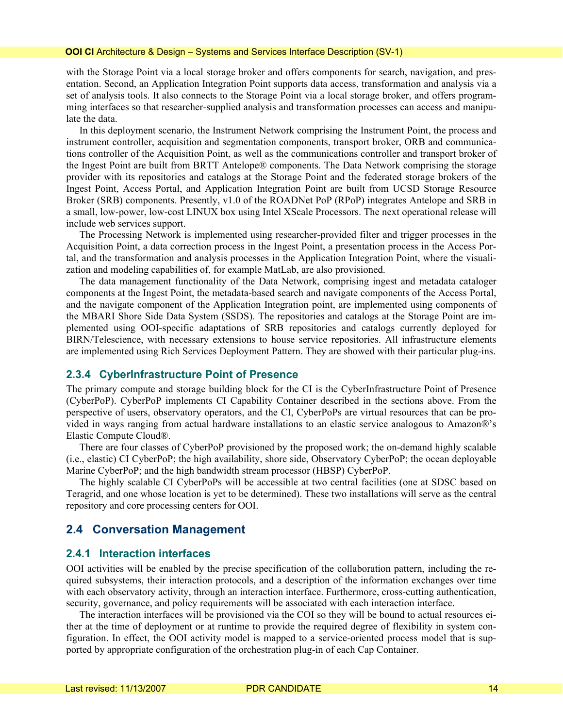with the Storage Point via a local storage broker and offers components for search, navigation, and presentation. Second, an Application Integration Point supports data access, transformation and analysis via a set of analysis tools. It also connects to the Storage Point via a local storage broker, and offers programming interfaces so that researcher-supplied analysis and transformation processes can access and manipulate the data.

In this deployment scenario, the Instrument Network comprising the Instrument Point, the process and instrument controller, acquisition and segmentation components, transport broker, ORB and communications controller of the Acquisition Point, as well as the communications controller and transport broker of the Ingest Point are built from BRTT Antelope® components. The Data Network comprising the storage provider with its repositories and catalogs at the Storage Point and the federated storage brokers of the Ingest Point, Access Portal, and Application Integration Point are built from UCSD Storage Resource Broker (SRB) components. Presently, v1.0 of the ROADNet PoP (RPoP) integrates Antelope and SRB in a small, low-power, low-cost LINUX box using Intel XScale Processors. The next operational release will include web services support.

The Processing Network is implemented using researcher-provided filter and trigger processes in the Acquisition Point, a data correction process in the Ingest Point, a presentation process in the Access Portal, and the transformation and analysis processes in the Application Integration Point, where the visualization and modeling capabilities of, for example MatLab, are also provisioned.

The data management functionality of the Data Network, comprising ingest and metadata cataloger components at the Ingest Point, the metadata-based search and navigate components of the Access Portal, and the navigate component of the Application Integration point, are implemented using components of the MBARI Shore Side Data System (SSDS). The repositories and catalogs at the Storage Point are implemented using OOI-specific adaptations of SRB repositories and catalogs currently deployed for BIRN/Telescience, with necessary extensions to house service repositories. All infrastructure elements are implemented using Rich Services Deployment Pattern. They are showed with their particular plug-ins.

### 2.3.4 CyberInfrastructure Point of Presence

The primary compute and storage building block for the CI is the CyberInfrastructure Point of Presence (CyberPoP). CyberPoP implements CI Capability Container described in the sections above. From the perspective of users, observatory operators, and the CI, CyberPoPs are virtual resources that can be provided in ways ranging from actual hardware installations to an elastic service analogous to Amazon®'s Elastic Compute Cloud®.

There are four classes of CyberPoP provisioned by the proposed work; the on-demand highly scalable (i.e., elastic) CI CyberPoP; the high availability, shore side, Observatory CyberPoP; the ocean deployable Marine CyberPoP; and the high bandwidth stream processor (HBSP) CyberPoP.

The highly scalable CI CyberPoPs will be accessible at two central facilities (one at SDSC based on Teragrid, and one whose location is yet to be determined). These two installations will serve as the central repository and core processing centers for OOI.

## 2.4 Conversation Management

### 2.4.1 Interaction interfaces

OOI activities will be enabled by the precise specification of the collaboration pattern, including the required subsystems, their interaction protocols, and a description of the information exchanges over time with each observatory activity, through an interaction interface. Furthermore, cross-cutting authentication, security, governance, and policy requirements will be associated with each interaction interface.

The interaction interfaces will be provisioned via the COI so they will be bound to actual resources either at the time of deployment or at runtime to provide the required degree of flexibility in system configuration. In effect, the OOI activity model is mapped to a service-oriented process model that is supported by appropriate configuration of the orchestration plug-in of each Cap Container.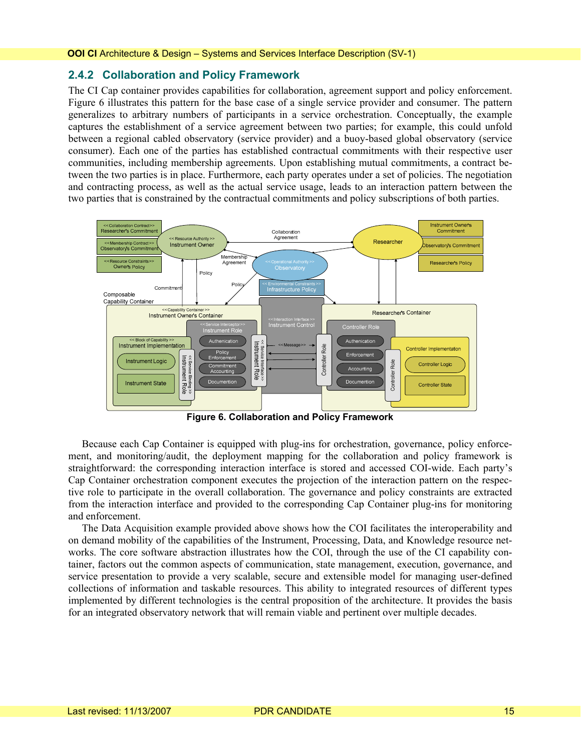### 2.4.2 Collaboration and Policy Framework

The CI Cap container provides capabilities for collaboration, agreement support and policy enforcement. Figure 6 illustrates this pattern for the base case of a single service provider and consumer. The pattern generalizes to arbitrary numbers of participants in a service orchestration. Conceptually, the example captures the establishment of a service agreement between two parties; for example, this could unfold between a regional cabled observatory (service provider) and a buoy-based global observatory (service consumer). Each one of the parties has established contractual commitments with their respective user communities, including membership agreements. Upon establishing mutual commitments, a contract between the two parties is in place. Furthermore, each party operates under a set of policies. The negotiation and contracting process, as well as the actual service usage, leads to an interaction pattern between the two parties that is constrained by the contractual commitments and policy subscriptions of both parties.

<< Collaboration Contract >>
Researcher's Commitment

<< Membership Contract >>
Observatory's Commitment

<< Resource Constraints >>
Owner's Policy

<< Resource Authority >>
Instrument Owner

Collaboration Agreement

Membership Agreement

<< Operational Authority >>
Observatory

<< Environmental Constraints >>
Infrastructure Policy

Researcher

Instrument Owner's Commitment

Observatory's Commitment

Researcher's Policy

Policy

Policy

Commitment

Composable Capability Container

<< Capability Container >>
Instrument Owner's Container

<< Block of Capability >>
Instrument Implementation

Instrument Logic

Instrument State

<< Service Binding >>
Instrument Role

<< Service Interceptor >>
Instrument Role

Authenication

Policy Enforcement

Commitment Accounting

Documention

<< Service Interface >>
Instrument Role

<< Interaction Interface >>
Instrument Control

<< Message >>

Controller Role

Researcher's Container

Controller Role

Authenication

Enforcement

Accounting

Documention

Controller Role

Controller Implementation

Controller Logic

Controller State

**Figure 6. Collaboration and Policy Framework**

Because each Cap Container is equipped with plug-ins for orchestration, governance, policy enforcement, and monitoring/audit, the deployment mapping for the collaboration and policy framework is straightforward: the corresponding interaction interface is stored and accessed COI-wide. Each party's Cap Container orchestration component executes the projection of the interaction pattern on the respective role to participate in the overall collaboration. The governance and policy constraints are extracted from the interaction interface and provided to the corresponding Cap Container plug-ins for monitoring and enforcement.

The Data Acquisition example provided above shows how the COI facilitates the interoperability and on demand mobility of the capabilities of the Instrument, Processing, Data, and Knowledge resource networks. The core software abstraction illustrates how the COI, through the use of the CI capability container, factors out the common aspects of communication, state management, execution, governance, and service presentation to provide a very scalable, secure and extensible model for managing user-defined collections of information and taskable resources. This ability to integrated resources of different types implemented by different technologies is the central proposition of the architecture. It provides the basis for an integrated observatory network that will remain viable and pertinent over multiple decades.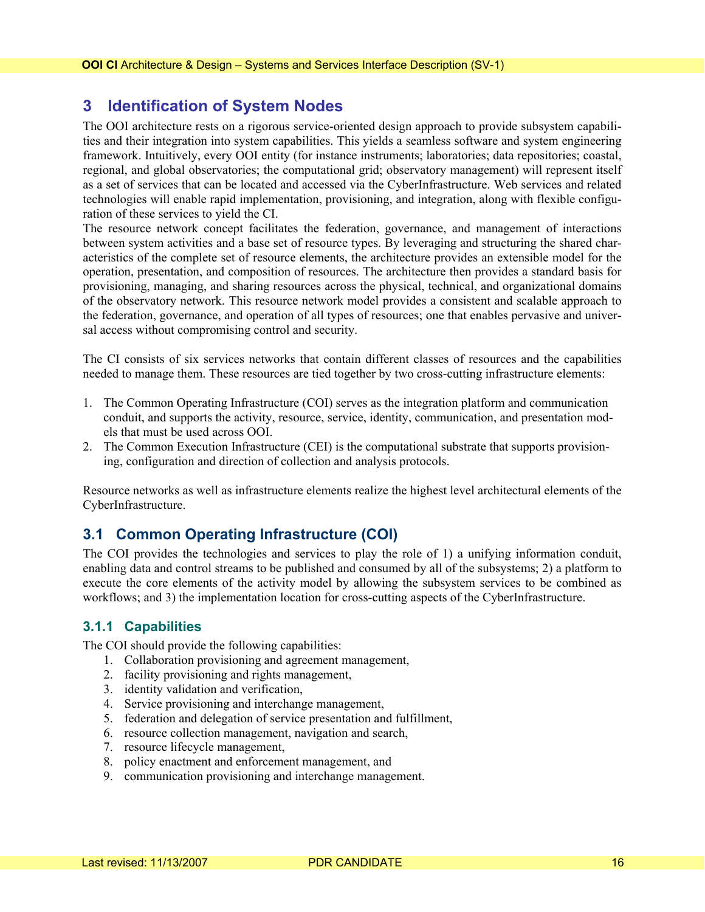# 3 Identification of System Nodes

The OOI architecture rests on a rigorous service-oriented design approach to provide subsystem capabilities and their integration into system capabilities. This yields a seamless software and system engineering framework. Intuitively, every OOI entity (for instance instruments; laboratories; data repositories; coastal, regional, and global observatories; the computational grid; observatory management) will represent itself as a set of services that can be located and accessed via the CyberInfrastructure. Web services and related technologies will enable rapid implementation, provisioning, and integration, along with flexible configuration of these services to yield the CI.

The resource network concept facilitates the federation, governance, and management of interactions between system activities and a base set of resource types. By leveraging and structuring the shared characteristics of the complete set of resource elements, the architecture provides an extensible model for the operation, presentation, and composition of resources. The architecture then provides a standard basis for provisioning, managing, and sharing resources across the physical, technical, and organizational domains of the observatory network. This resource network model provides a consistent and scalable approach to the federation, governance, and operation of all types of resources; one that enables pervasive and universal access without compromising control and security.

The CI consists of six services networks that contain different classes of resources and the capabilities needed to manage them. These resources are tied together by two cross-cutting infrastructure elements:

1. The Common Operating Infrastructure (COI) serves as the integration platform and communication conduit, and supports the activity, resource, service, identity, communication, and presentation models that must be used across OOI.
2. The Common Execution Infrastructure (CEI) is the computational substrate that supports provisioning, configuration and direction of collection and analysis protocols.

Resource networks as well as infrastructure elements realize the highest level architectural elements of the CyberInfrastructure.

## 3.1 Common Operating Infrastructure (COI)

The COI provides the technologies and services to play the role of 1) a unifying information conduit, enabling data and control streams to be published and consumed by all of the subsystems; 2) a platform to execute the core elements of the activity model by allowing the subsystem services to be combined as workflows; and 3) the implementation location for cross-cutting aspects of the CyberInfrastructure.

### 3.1.1 Capabilities

The COI should provide the following capabilities:

1. Collaboration provisioning and agreement management,
2. facility provisioning and rights management,
3. identity validation and verification,
4. Service provisioning and interchange management,
5. federation and delegation of service presentation and fulfillment,
6. resource collection management, navigation and search,
7. resource lifecycle management,
8. policy enactment and enforcement management, and
9. communication provisioning and interchange management.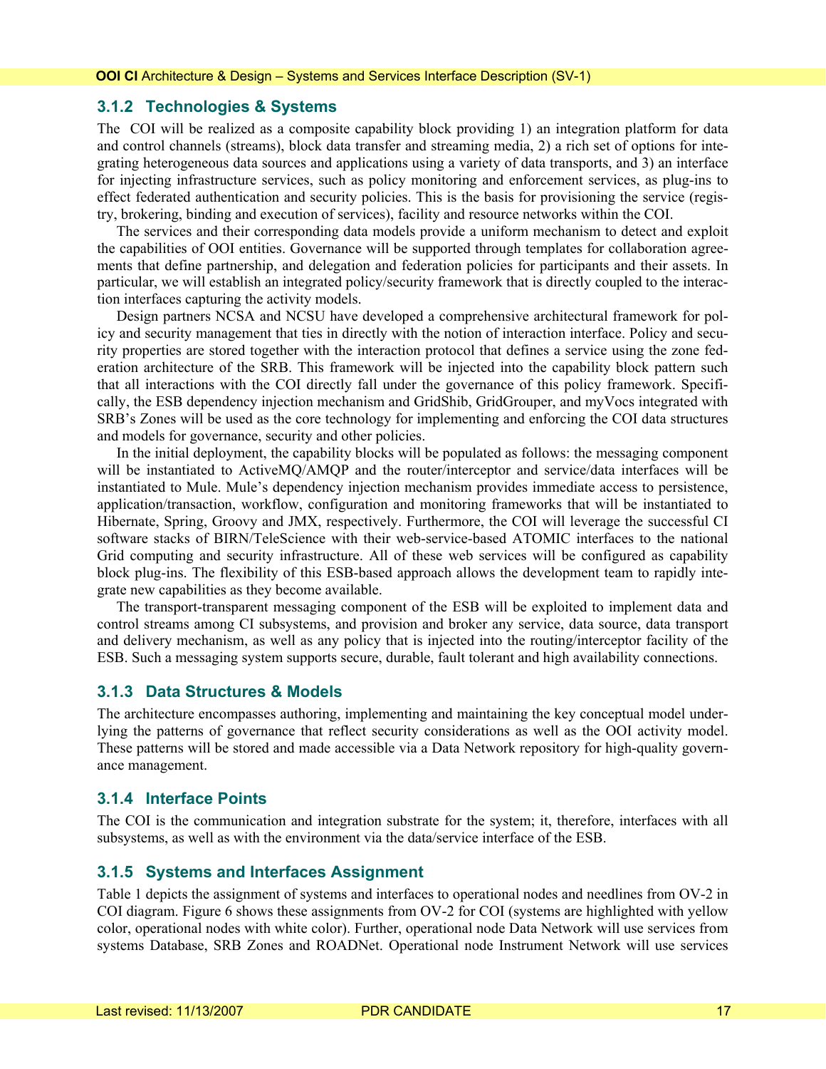### 3.1.2 Technologies & Systems

The COI will be realized as a composite capability block providing 1) an integration platform for data and control channels (streams), block data transfer and streaming media, 2) a rich set of options for integrating heterogeneous data sources and applications using a variety of data transports, and 3) an interface for injecting infrastructure services, such as policy monitoring and enforcement services, as plug-ins to effect federated authentication and security policies. This is the basis for provisioning the service (registry, brokering, binding and execution of services), facility and resource networks within the COI.

The services and their corresponding data models provide a uniform mechanism to detect and exploit the capabilities of OOI entities. Governance will be supported through templates for collaboration agreements that define partnership, and delegation and federation policies for participants and their assets. In particular, we will establish an integrated policy/security framework that is directly coupled to the interaction interfaces capturing the activity models.

Design partners NCSA and NCSU have developed a comprehensive architectural framework for policy and security management that ties in directly with the notion of interaction interface. Policy and security properties are stored together with the interaction protocol that defines a service using the zone federation architecture of the SRB. This framework will be injected into the capability block pattern such that all interactions with the COI directly fall under the governance of this policy framework. Specifically, the ESB dependency injection mechanism and GridShib, GridGrouper, and myVocs integrated with SRB's Zones will be used as the core technology for implementing and enforcing the COI data structures and models for governance, security and other policies.

In the initial deployment, the capability blocks will be populated as follows: the messaging component will be instantiated to ActiveMQ/AMQP and the router/interceptor and service/data interfaces will be instantiated to Mule. Mule's dependency injection mechanism provides immediate access to persistence, application/transaction, workflow, configuration and monitoring frameworks that will be instantiated to Hibernate, Spring, Groovy and JMX, respectively. Furthermore, the COI will leverage the successful CI software stacks of BIRN/TeleScience with their web-service-based ATOMIC interfaces to the national Grid computing and security infrastructure. All of these web services will be configured as capability block plug-ins. The flexibility of this ESB-based approach allows the development team to rapidly integrate new capabilities as they become available.

The transport-transparent messaging component of the ESB will be exploited to implement data and control streams among CI subsystems, and provision and broker any service, data source, data transport and delivery mechanism, as well as any policy that is injected into the routing/interceptor facility of the ESB. Such a messaging system supports secure, durable, fault tolerant and high availability connections.

### 3.1.3 Data Structures & Models

The architecture encompasses authoring, implementing and maintaining the key conceptual model underlying the patterns of governance that reflect security considerations as well as the OOI activity model. These patterns will be stored and made accessible via a Data Network repository for high-quality governance management.

### 3.1.4 Interface Points

The COI is the communication and integration substrate for the system; it, therefore, interfaces with all subsystems, as well as with the environment via the data/service interface of the ESB.

### 3.1.5 Systems and Interfaces Assignment

Table 1 depicts the assignment of systems and interfaces to operational nodes and needlines from OV-2 in COI diagram. Figure 6 shows these assignments from OV-2 for COI (systems are highlighted with yellow color, operational nodes with white color). Further, operational node Data Network will use services from systems Database, SRB Zones and ROADNet. Operational node Instrument Network will use services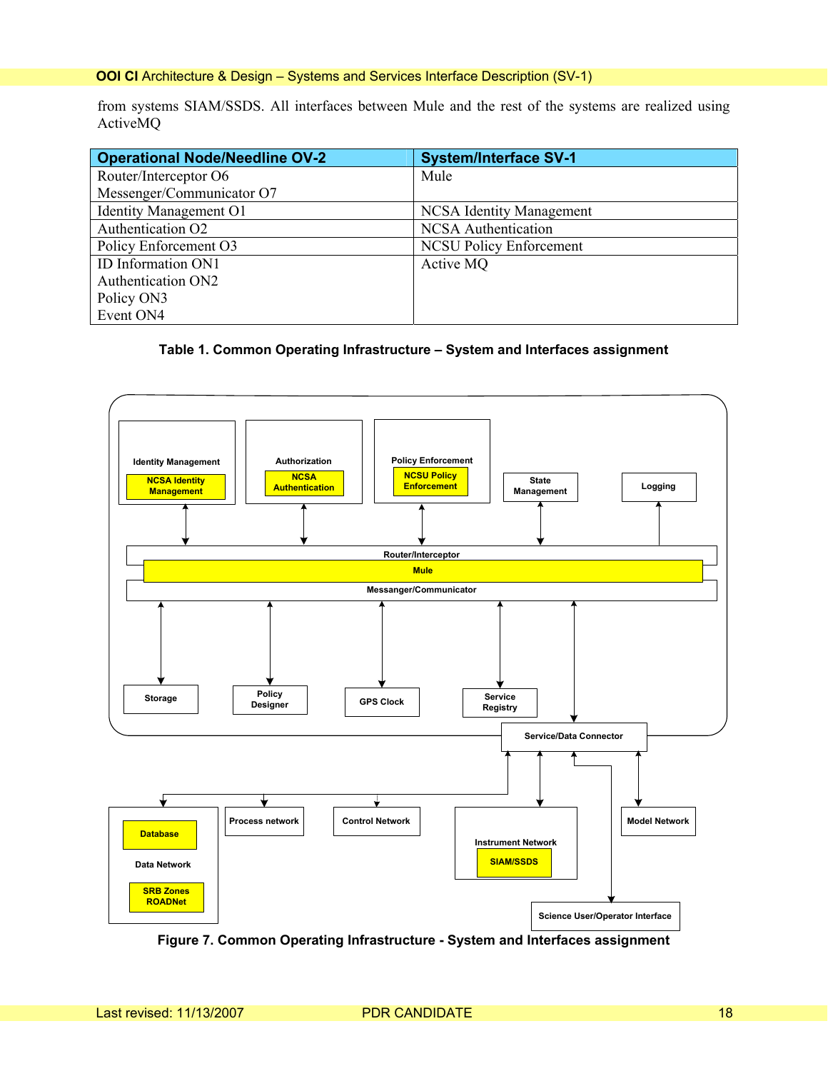from systems SIAM/SSDS. All interfaces between Mule and the rest of the systems are realized using ActiveMQ

| Operational Node/Needline OV-2 | System/Interface SV-1 |
|---|---|
| Router/Interceptor O6<br>Messenger/Communicator O7 | Mule |
| Identity Management O1 | NCSA Identity Management |
| Authentication O2 | NCSA Authentication |
| Policy Enforcement O3 | NCSU Policy Enforcement |
| ID Information ON1<br>Authentication ON2<br>Policy ON3<br>Event ON4 | Active MQ |

**Table 1. Common Operating Infrastructure – System and Interfaces assignment**

Identity Management
NCSA Identity Management
Authorization
NCSA Authentication
Policy Enforcement
NCSU Policy Enforcement
State Management
Logging
Router/Interceptor
Mule
Messanger/Communicator
Storage
Policy Designer
GPS Clock
Service Registry
Service/Data Connector
Database
Data Network
SRB Zones ROADNet
Process network
Control Network
Instrument Network
SIAM/SSDS
Model Network
Science User/Operator Interface

**Figure 7. Common Operating Infrastructure - System and Interfaces assignment**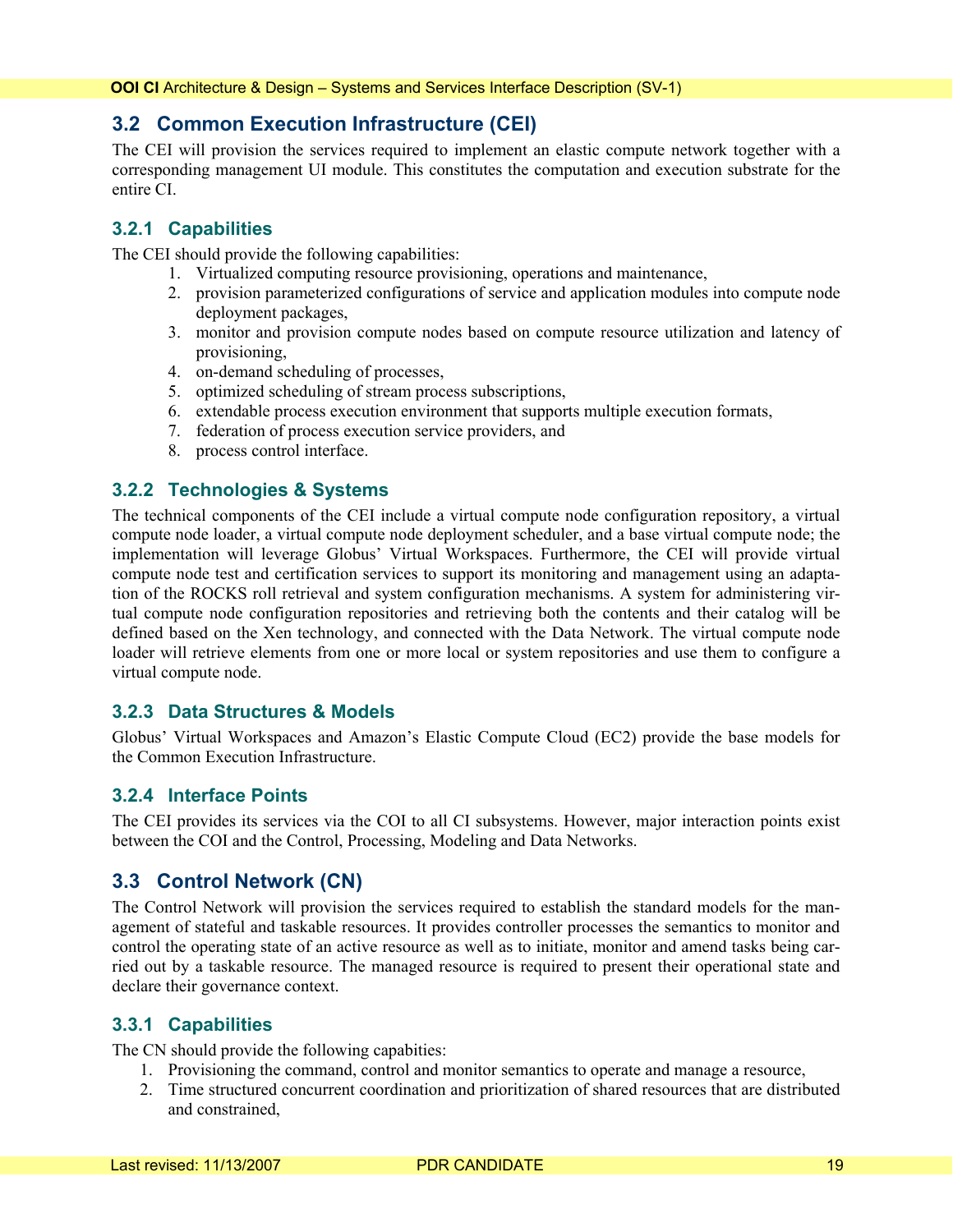## 3.2 Common Execution Infrastructure (CEI)

The CEI will provision the services required to implement an elastic compute network together with a corresponding management UI module. This constitutes the computation and execution substrate for the entire CI.

### 3.2.1 Capabilities

The CEI should provide the following capabilities:

1. Virtualized computing resource provisioning, operations and maintenance,
2. provision parameterized configurations of service and application modules into compute node deployment packages,
3. monitor and provision compute nodes based on compute resource utilization and latency of provisioning,
4. on-demand scheduling of processes,
5. optimized scheduling of stream process subscriptions,
6. extendable process execution environment that supports multiple execution formats,
7. federation of process execution service providers, and
8. process control interface.

### 3.2.2 Technologies & Systems

The technical components of the CEI include a virtual compute node configuration repository, a virtual compute node loader, a virtual compute node deployment scheduler, and a base virtual compute node; the implementation will leverage Globus' Virtual Workspaces. Furthermore, the CEI will provide virtual compute node test and certification services to support its monitoring and management using an adaptation of the ROCKS roll retrieval and system configuration mechanisms. A system for administering virtual compute node configuration repositories and retrieving both the contents and their catalog will be defined based on the Xen technology, and connected with the Data Network. The virtual compute node loader will retrieve elements from one or more local or system repositories and use them to configure a virtual compute node.

### 3.2.3 Data Structures & Models

Globus' Virtual Workspaces and Amazon's Elastic Compute Cloud (EC2) provide the base models for the Common Execution Infrastructure.

### 3.2.4 Interface Points

The CEI provides its services via the COI to all CI subsystems. However, major interaction points exist between the COI and the Control, Processing, Modeling and Data Networks.

## 3.3 Control Network (CN)

The Control Network will provision the services required to establish the standard models for the management of stateful and taskable resources. It provides controller processes the semantics to monitor and control the operating state of an active resource as well as to initiate, monitor and amend tasks being carried out by a taskable resource. The managed resource is required to present their operational state and declare their governance context.

### 3.3.1 Capabilities

The CN should provide the following capabities:

1. Provisioning the command, control and monitor semantics to operate and manage a resource,
2. Time structured concurrent coordination and prioritization of shared resources that are distributed and constrained,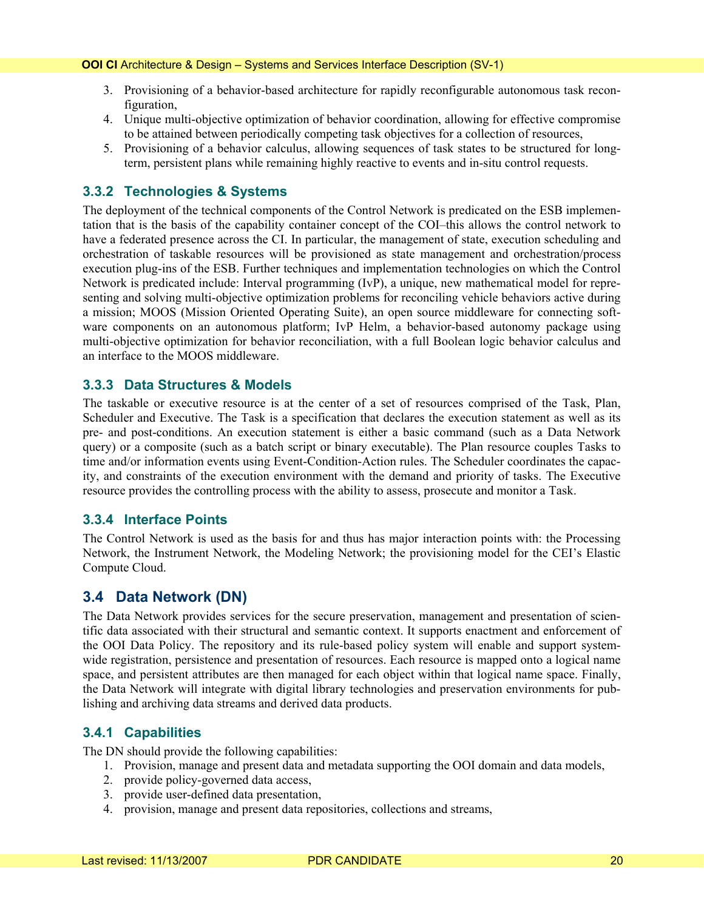3. Provisioning of a behavior-based architecture for rapidly reconfigurable autonomous task reconfiguration,
4. Unique multi-objective optimization of behavior coordination, allowing for effective compromise to be attained between periodically competing task objectives for a collection of resources,
5. Provisioning of a behavior calculus, allowing sequences of task states to be structured for long-term, persistent plans while remaining highly reactive to events and in-situ control requests.

### 3.3.2 Technologies & Systems

The deployment of the technical components of the Control Network is predicated on the ESB implementation that is the basis of the capability container concept of the COI–this allows the control network to have a federated presence across the CI. In particular, the management of state, execution scheduling and orchestration of taskable resources will be provisioned as state management and orchestration/process execution plug-ins of the ESB. Further techniques and implementation technologies on which the Control Network is predicated include: Interval programming (IvP), a unique, new mathematical model for representing and solving multi-objective optimization problems for reconciling vehicle behaviors active during a mission; MOOS (Mission Oriented Operating Suite), an open source middleware for connecting software components on an autonomous platform; IvP Helm, a behavior-based autonomy package using multi-objective optimization for behavior reconciliation, with a full Boolean logic behavior calculus and an interface to the MOOS middleware.

### 3.3.3 Data Structures & Models

The taskable or executive resource is at the center of a set of resources comprised of the Task, Plan, Scheduler and Executive. The Task is a specification that declares the execution statement as well as its pre- and post-conditions. An execution statement is either a basic command (such as a Data Network query) or a composite (such as a batch script or binary executable). The Plan resource couples Tasks to time and/or information events using Event-Condition-Action rules. The Scheduler coordinates the capacity, and constraints of the execution environment with the demand and priority of tasks. The Executive resource provides the controlling process with the ability to assess, prosecute and monitor a Task.

### 3.3.4 Interface Points

The Control Network is used as the basis for and thus has major interaction points with: the Processing Network, the Instrument Network, the Modeling Network; the provisioning model for the CEI's Elastic Compute Cloud.

## 3.4 Data Network (DN)

The Data Network provides services for the secure preservation, management and presentation of scientific data associated with their structural and semantic context. It supports enactment and enforcement of the OOI Data Policy. The repository and its rule-based policy system will enable and support system-wide registration, persistence and presentation of resources. Each resource is mapped onto a logical name space, and persistent attributes are then managed for each object within that logical name space. Finally, the Data Network will integrate with digital library technologies and preservation environments for publishing and archiving data streams and derived data products.

### 3.4.1 Capabilities

The DN should provide the following capabilities:

1. Provision, manage and present data and metadata supporting the OOI domain and data models,
2. provide policy-governed data access,
3. provide user-defined data presentation,
4. provision, manage and present data repositories, collections and streams,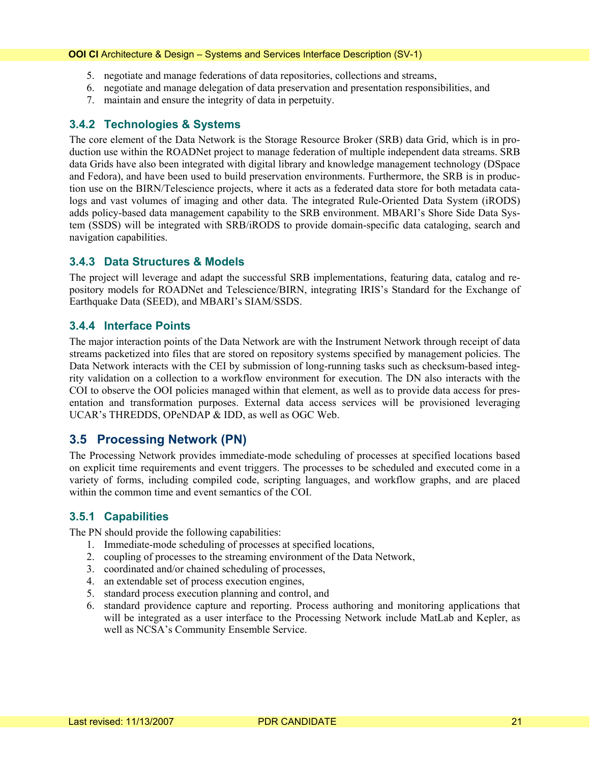5. negotiate and manage federations of data repositories, collections and streams,
6. negotiate and manage delegation of data preservation and presentation responsibilities, and
7. maintain and ensure the integrity of data in perpetuity.

### 3.4.2 Technologies & Systems

The core element of the Data Network is the Storage Resource Broker (SRB) data Grid, which is in production use within the ROADNet project to manage federation of multiple independent data streams. SRB data Grids have also been integrated with digital library and knowledge management technology (DSpace and Fedora), and have been used to build preservation environments. Furthermore, the SRB is in production use on the BIRN/Telescience projects, where it acts as a federated data store for both metadata catalogs and vast volumes of imaging and other data. The integrated Rule-Oriented Data System (iRODS) adds policy-based data management capability to the SRB environment. MBARI's Shore Side Data System (SSDS) will be integrated with SRB/iRODS to provide domain-specific data cataloging, search and navigation capabilities.

### 3.4.3 Data Structures & Models

The project will leverage and adapt the successful SRB implementations, featuring data, catalog and repository models for ROADNet and Telescience/BIRN, integrating IRIS's Standard for the Exchange of Earthquake Data (SEED), and MBARI's SIAM/SSDS.

### 3.4.4 Interface Points

The major interaction points of the Data Network are with the Instrument Network through receipt of data streams packetized into files that are stored on repository systems specified by management policies. The Data Network interacts with the CEI by submission of long-running tasks such as checksum-based integrity validation on a collection to a workflow environment for execution. The DN also interacts with the COI to observe the OOI policies managed within that element, as well as to provide data access for presentation and transformation purposes. External data access services will be provisioned leveraging UCAR's THREDDS, OPeNDAP & IDD, as well as OGC Web.

## 3.5 Processing Network (PN)

The Processing Network provides immediate-mode scheduling of processes at specified locations based on explicit time requirements and event triggers. The processes to be scheduled and executed come in a variety of forms, including compiled code, scripting languages, and workflow graphs, and are placed within the common time and event semantics of the COI.

### 3.5.1 Capabilities

The PN should provide the following capabilities:

1. Immediate-mode scheduling of processes at specified locations,
2. coupling of processes to the streaming environment of the Data Network,
3. coordinated and/or chained scheduling of processes,
4. an extendable set of process execution engines,
5. standard process execution planning and control, and
6. standard providence capture and reporting. Process authoring and monitoring applications that will be integrated as a user interface to the Processing Network include MatLab and Kepler, as well as NCSA's Community Ensemble Service.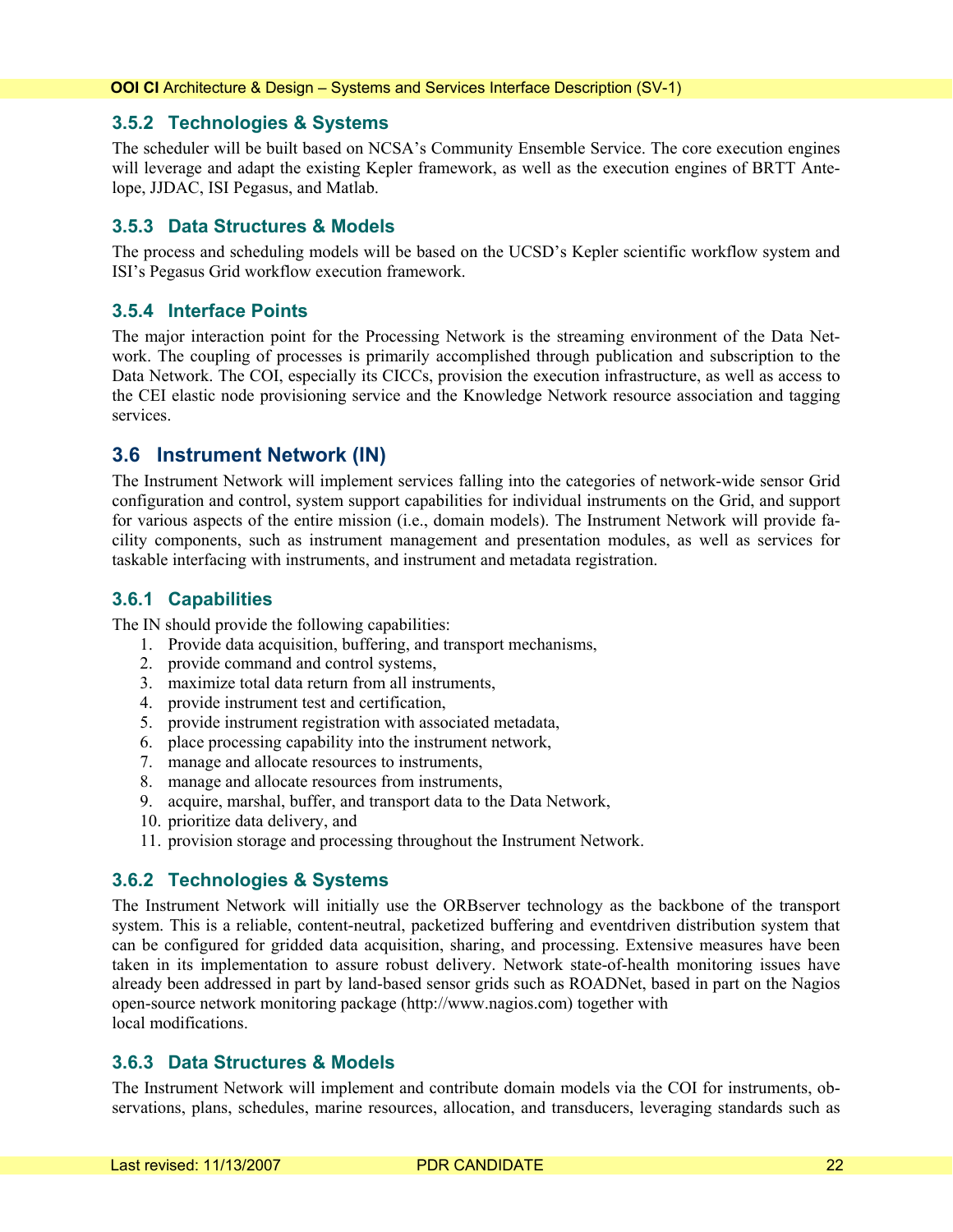### 3.5.2 Technologies & Systems

The scheduler will be built based on NCSA's Community Ensemble Service. The core execution engines will leverage and adapt the existing Kepler framework, as well as the execution engines of BRTT Antelope, JJDAC, ISI Pegasus, and Matlab.

### 3.5.3 Data Structures & Models

The process and scheduling models will be based on the UCSD's Kepler scientific workflow system and ISI's Pegasus Grid workflow execution framework.

### 3.5.4 Interface Points

The major interaction point for the Processing Network is the streaming environment of the Data Network. The coupling of processes is primarily accomplished through publication and subscription to the Data Network. The COI, especially its CICCs, provision the execution infrastructure, as well as access to the CEI elastic node provisioning service and the Knowledge Network resource association and tagging services.

## 3.6 Instrument Network (IN)

The Instrument Network will implement services falling into the categories of network-wide sensor Grid configuration and control, system support capabilities for individual instruments on the Grid, and support for various aspects of the entire mission (i.e., domain models). The Instrument Network will provide facility components, such as instrument management and presentation modules, as well as services for taskable interfacing with instruments, and instrument and metadata registration.

### 3.6.1 Capabilities

The IN should provide the following capabilities:

1. Provide data acquisition, buffering, and transport mechanisms,
2. provide command and control systems,
3. maximize total data return from all instruments,
4. provide instrument test and certification,
5. provide instrument registration with associated metadata,
6. place processing capability into the instrument network,
7. manage and allocate resources to instruments,
8. manage and allocate resources from instruments,
9. acquire, marshal, buffer, and transport data to the Data Network,
10. prioritize data delivery, and
11. provision storage and processing throughout the Instrument Network.

### 3.6.2 Technologies & Systems

The Instrument Network will initially use the ORBserver technology as the backbone of the transport system. This is a reliable, content-neutral, packetized buffering and eventdriven distribution system that can be configured for gridded data acquisition, sharing, and processing. Extensive measures have been taken in its implementation to assure robust delivery. Network state-of-health monitoring issues have already been addressed in part by land-based sensor grids such as ROADNet, based in part on the Nagios open-source network monitoring package (http://www.nagios.com) together with local modifications.

### 3.6.3 Data Structures & Models

The Instrument Network will implement and contribute domain models via the COI for instruments, observations, plans, schedules, marine resources, allocation, and transducers, leveraging standards such as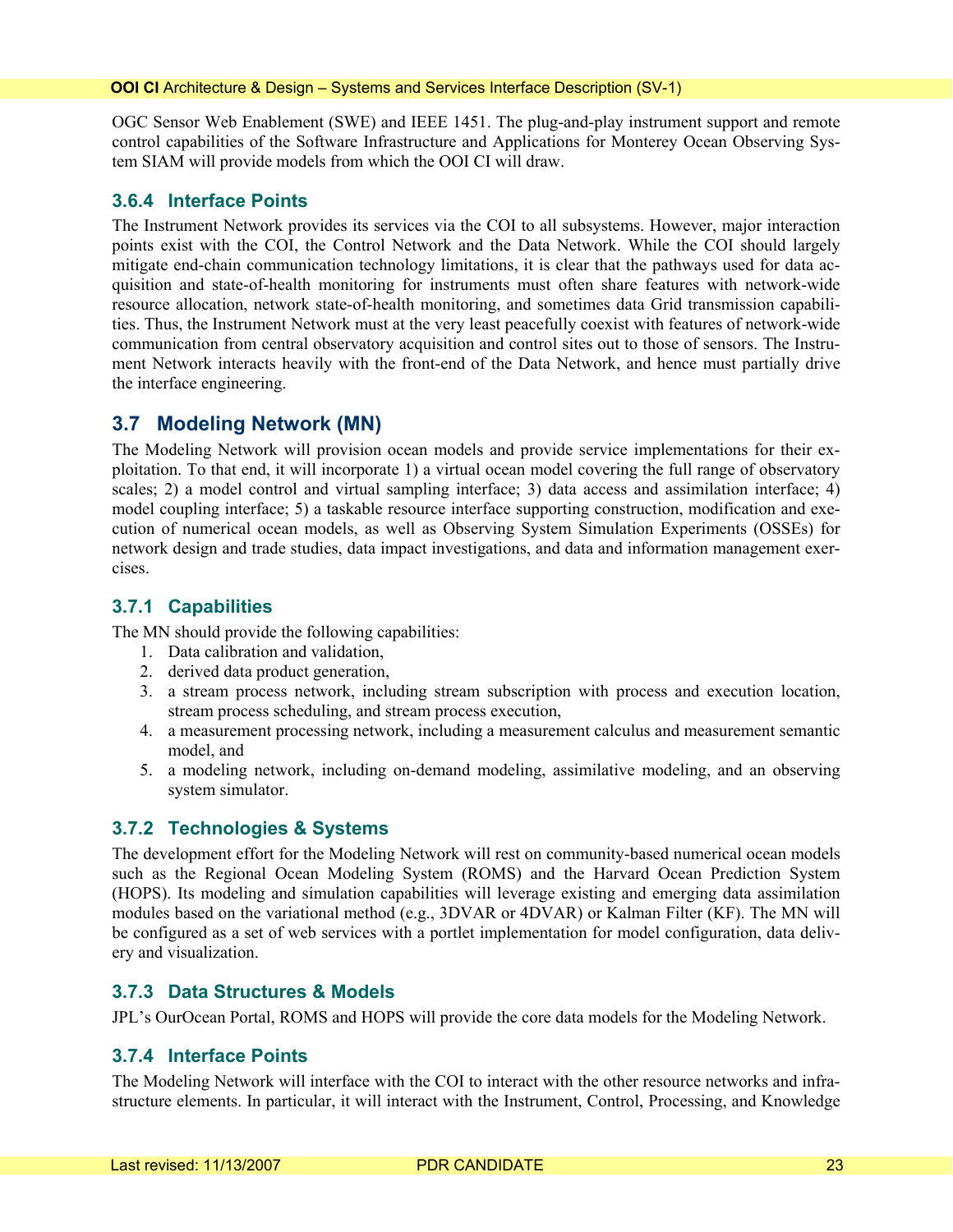OGC Sensor Web Enablement (SWE) and IEEE 1451. The plug-and-play instrument support and remote control capabilities of the Software Infrastructure and Applications for Monterey Ocean Observing System SIAM will provide models from which the OOI CI will draw.

### 3.6.4 Interface Points

The Instrument Network provides its services via the COI to all subsystems. However, major interaction points exist with the COI, the Control Network and the Data Network. While the COI should largely mitigate end-chain communication technology limitations, it is clear that the pathways used for data acquisition and state-of-health monitoring for instruments must often share features with network-wide resource allocation, network state-of-health monitoring, and sometimes data Grid transmission capabilities. Thus, the Instrument Network must at the very least peacefully coexist with features of network-wide communication from central observatory acquisition and control sites out to those of sensors. The Instrument Network interacts heavily with the front-end of the Data Network, and hence must partially drive the interface engineering.

## 3.7 Modeling Network (MN)

The Modeling Network will provision ocean models and provide service implementations for their exploitation. To that end, it will incorporate 1) a virtual ocean model covering the full range of observatory scales; 2) a model control and virtual sampling interface; 3) data access and assimilation interface; 4) model coupling interface; 5) a taskable resource interface supporting construction, modification and execution of numerical ocean models, as well as Observing System Simulation Experiments (OSSEs) for network design and trade studies, data impact investigations, and data and information management exercises.

### 3.7.1 Capabilities

The MN should provide the following capabilities:

1. Data calibration and validation,
2. derived data product generation,
3. a stream process network, including stream subscription with process and execution location, stream process scheduling, and stream process execution,
4. a measurement processing network, including a measurement calculus and measurement semantic model, and
5. a modeling network, including on-demand modeling, assimilative modeling, and an observing system simulator.

### 3.7.2 Technologies & Systems

The development effort for the Modeling Network will rest on community-based numerical ocean models such as the Regional Ocean Modeling System (ROMS) and the Harvard Ocean Prediction System (HOPS). Its modeling and simulation capabilities will leverage existing and emerging data assimilation modules based on the variational method (e.g., 3DVAR or 4DVAR) or Kalman Filter (KF). The MN will be configured as a set of web services with a portlet implementation for model configuration, data delivery and visualization.

### 3.7.3 Data Structures & Models

JPL's OurOcean Portal, ROMS and HOPS will provide the core data models for the Modeling Network.

### 3.7.4 Interface Points

The Modeling Network will interface with the COI to interact with the other resource networks and infrastructure elements. In particular, it will interact with the Instrument, Control, Processing, and Knowledge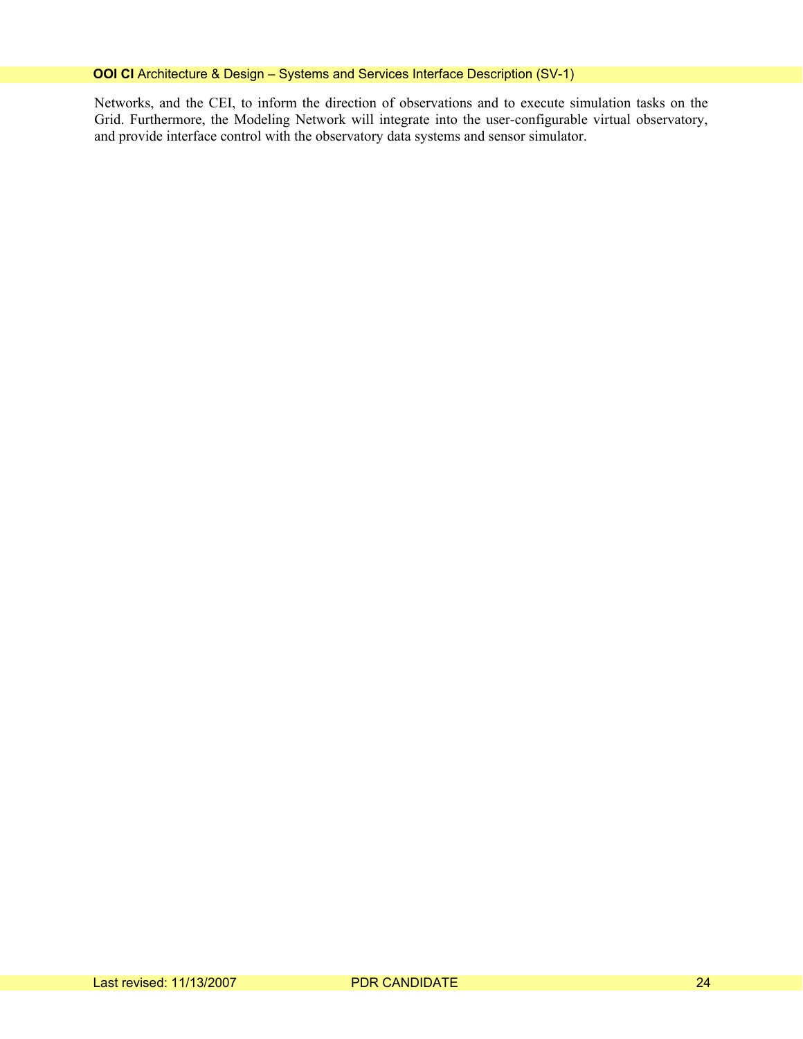Networks, and the CEI, to inform the direction of observations and to execute simulation tasks on the Grid. Furthermore, the Modeling Network will integrate into the user-configurable virtual observatory, and provide interface control with the observatory data systems and sensor simulator.